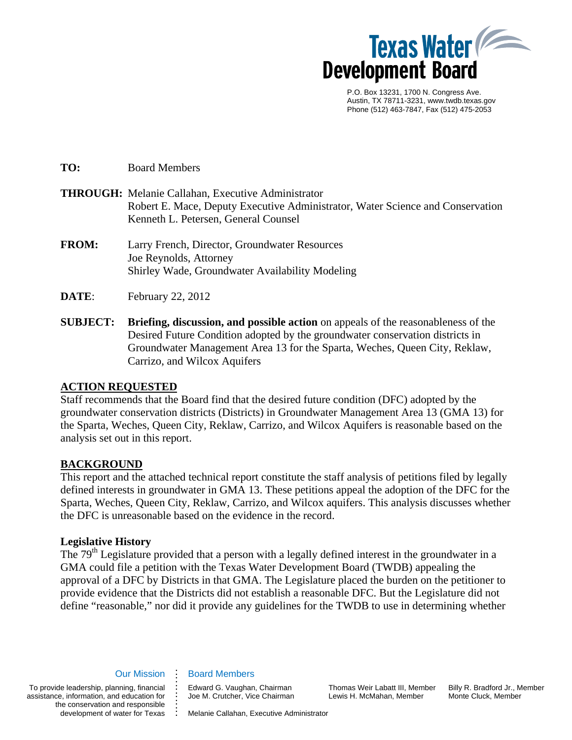**Texas Water Development Board**

P.O. Box 13231, 1700 N. Congress Ave.
Austin, TX 78711-3231, www.twdb.texas.gov
Phone (512) 463-7847, Fax (512) 475-2053

**TO:** Board Members

**THROUGH:** Melanie Callahan, Executive Administrator
Robert E. Mace, Deputy Executive Administrator, Water Science and Conservation
Kenneth L. Petersen, General Counsel

**FROM:** Larry French, Director, Groundwater Resources
Joe Reynolds, Attorney
Shirley Wade, Groundwater Availability Modeling

**DATE**: February 22, 2012

**SUBJECT:** **Briefing, discussion, and possible action** on appeals of the reasonableness of the Desired Future Condition adopted by the groundwater conservation districts in Groundwater Management Area 13 for the Sparta, Weches, Queen City, Reklaw, Carrizo, and Wilcox Aquifers

## ACTION REQUESTED

Staff recommends that the Board find that the desired future condition (DFC) adopted by the groundwater conservation districts (Districts) in Groundwater Management Area 13 (GMA 13) for the Sparta, Weches, Queen City, Reklaw, Carrizo, and Wilcox Aquifers is reasonable based on the analysis set out in this report.

## BACKGROUND

This report and the attached technical report constitute the staff analysis of petitions filed by legally defined interests in groundwater in GMA 13. These petitions appeal the adoption of the DFC for the Sparta, Weches, Queen City, Reklaw, Carrizo, and Wilcox aquifers. This analysis discusses whether the DFC is unreasonable based on the evidence in the record.

### Legislative History

The 79th Legislature provided that a person with a legally defined interest in the groundwater in a GMA could file a petition with the Texas Water Development Board (TWDB) appealing the approval of a DFC by Districts in that GMA. The Legislature placed the burden on the petitioner to provide evidence that the Districts did not establish a reasonable DFC. But the Legislature did not define "reasonable," nor did it provide any guidelines for the TWDB to use in determining whether

Our Mission: To provide leadership, planning, financial assistance, information, and education for the conservation and responsible development of water for Texas

Board Members: Edward G. Vaughan, Chairman; Joe M. Crutcher, Vice Chairman; Thomas Weir Labatt III, Member; Lewis H. McMahan, Member; Billy R. Bradford Jr., Member; Monte Cluck, Member; Melanie Callahan, Executive Administrator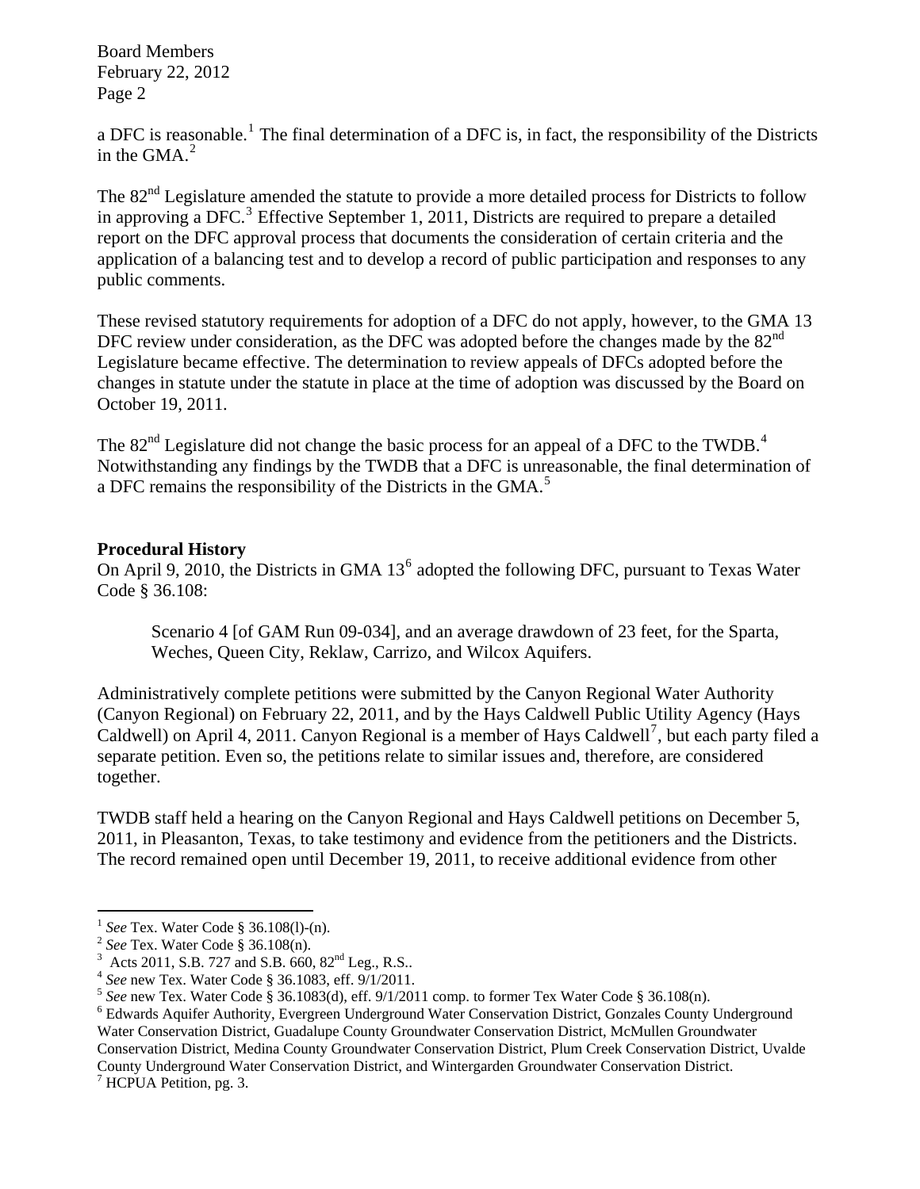a DFC is reasonable.[1] The final determination of a DFC is, in fact, the responsibility of the Districts in the GMA.[2]

The 82nd Legislature amended the statute to provide a more detailed process for Districts to follow in approving a DFC.[3] Effective September 1, 2011, Districts are required to prepare a detailed report on the DFC approval process that documents the consideration of certain criteria and the application of a balancing test and to develop a record of public participation and responses to any public comments.

These revised statutory requirements for adoption of a DFC do not apply, however, to the GMA 13 DFC review under consideration, as the DFC was adopted before the changes made by the 82nd Legislature became effective. The determination to review appeals of DFCs adopted before the changes in statute under the statute in place at the time of adoption was discussed by the Board on October 19, 2011.

The 82nd Legislature did not change the basic process for an appeal of a DFC to the TWDB.[4] Notwithstanding any findings by the TWDB that a DFC is unreasonable, the final determination of a DFC remains the responsibility of the Districts in the GMA.[5]

**Procedural History**

On April 9, 2010, the Districts in GMA 13[6] adopted the following DFC, pursuant to Texas Water Code § 36.108:

> Scenario 4 [of GAM Run 09-034], and an average drawdown of 23 feet, for the Sparta, Weches, Queen City, Reklaw, Carrizo, and Wilcox Aquifers.

Administratively complete petitions were submitted by the Canyon Regional Water Authority (Canyon Regional) on February 22, 2011, and by the Hays Caldwell Public Utility Agency (Hays Caldwell) on April 4, 2011. Canyon Regional is a member of Hays Caldwell[7], but each party filed a separate petition. Even so, the petitions relate to similar issues and, therefore, are considered together.

TWDB staff held a hearing on the Canyon Regional and Hays Caldwell petitions on December 5, 2011, in Pleasanton, Texas, to take testimony and evidence from the petitioners and the Districts. The record remained open until December 19, 2011, to receive additional evidence from other

---

[1] *See* Tex. Water Code § 36.108(l)-(n).

[2] *See* Tex. Water Code § 36.108(n).

[3] Acts 2011, S.B. 727 and S.B. 660, 82nd Leg., R.S..

[4] *See* new Tex. Water Code § 36.1083, eff. 9/1/2011.

[5] *See* new Tex. Water Code § 36.1083(d), eff. 9/1/2011 comp. to former Tex Water Code § 36.108(n).

[6] Edwards Aquifer Authority, Evergreen Underground Water Conservation District, Gonzales County Underground Water Conservation District, Guadalupe County Groundwater Conservation District, McMullen Groundwater Conservation District, Medina County Groundwater Conservation District, Plum Creek Conservation District, Uvalde County Underground Water Conservation District, and Wintergarden Groundwater Conservation District.

[7] HCPUA Petition, pg. 3.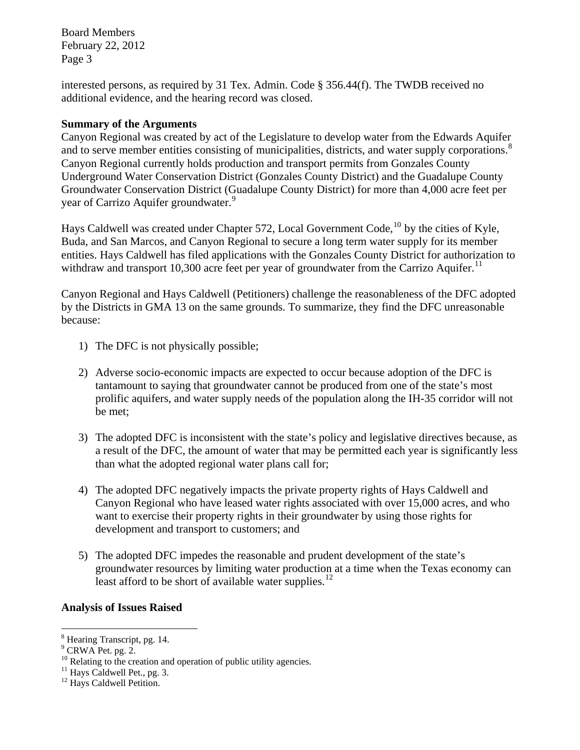interested persons, as required by 31 Tex. Admin. Code § 356.44(f). The TWDB received no additional evidence, and the hearing record was closed.

**Summary of the Arguments**

Canyon Regional was created by act of the Legislature to develop water from the Edwards Aquifer and to serve member entities consisting of municipalities, districts, and water supply corporations.[8] Canyon Regional currently holds production and transport permits from Gonzales County Underground Water Conservation District (Gonzales County District) and the Guadalupe County Groundwater Conservation District (Guadalupe County District) for more than 4,000 acre feet per year of Carrizo Aquifer groundwater.[9]

Hays Caldwell was created under Chapter 572, Local Government Code,[10] by the cities of Kyle, Buda, and San Marcos, and Canyon Regional to secure a long term water supply for its member entities. Hays Caldwell has filed applications with the Gonzales County District for authorization to withdraw and transport 10,300 acre feet per year of groundwater from the Carrizo Aquifer.[11]

Canyon Regional and Hays Caldwell (Petitioners) challenge the reasonableness of the DFC adopted by the Districts in GMA 13 on the same grounds. To summarize, they find the DFC unreasonable because:

1) The DFC is not physically possible;

2) Adverse socio-economic impacts are expected to occur because adoption of the DFC is tantamount to saying that groundwater cannot be produced from one of the state's most prolific aquifers, and water supply needs of the population along the IH-35 corridor will not be met;

3) The adopted DFC is inconsistent with the state's policy and legislative directives because, as a result of the DFC, the amount of water that may be permitted each year is significantly less than what the adopted regional water plans call for;

4) The adopted DFC negatively impacts the private property rights of Hays Caldwell and Canyon Regional who have leased water rights associated with over 15,000 acres, and who want to exercise their property rights in their groundwater by using those rights for development and transport to customers; and

5) The adopted DFC impedes the reasonable and prudent development of the state's groundwater resources by limiting water production at a time when the Texas economy can least afford to be short of available water supplies.[12]

**Analysis of Issues Raised**

[8] Hearing Transcript, pg. 14.
[9] CRWA Pet. pg. 2.
[10] Relating to the creation and operation of public utility agencies.
[11] Hays Caldwell Pet., pg. 3.
[12] Hays Caldwell Petition.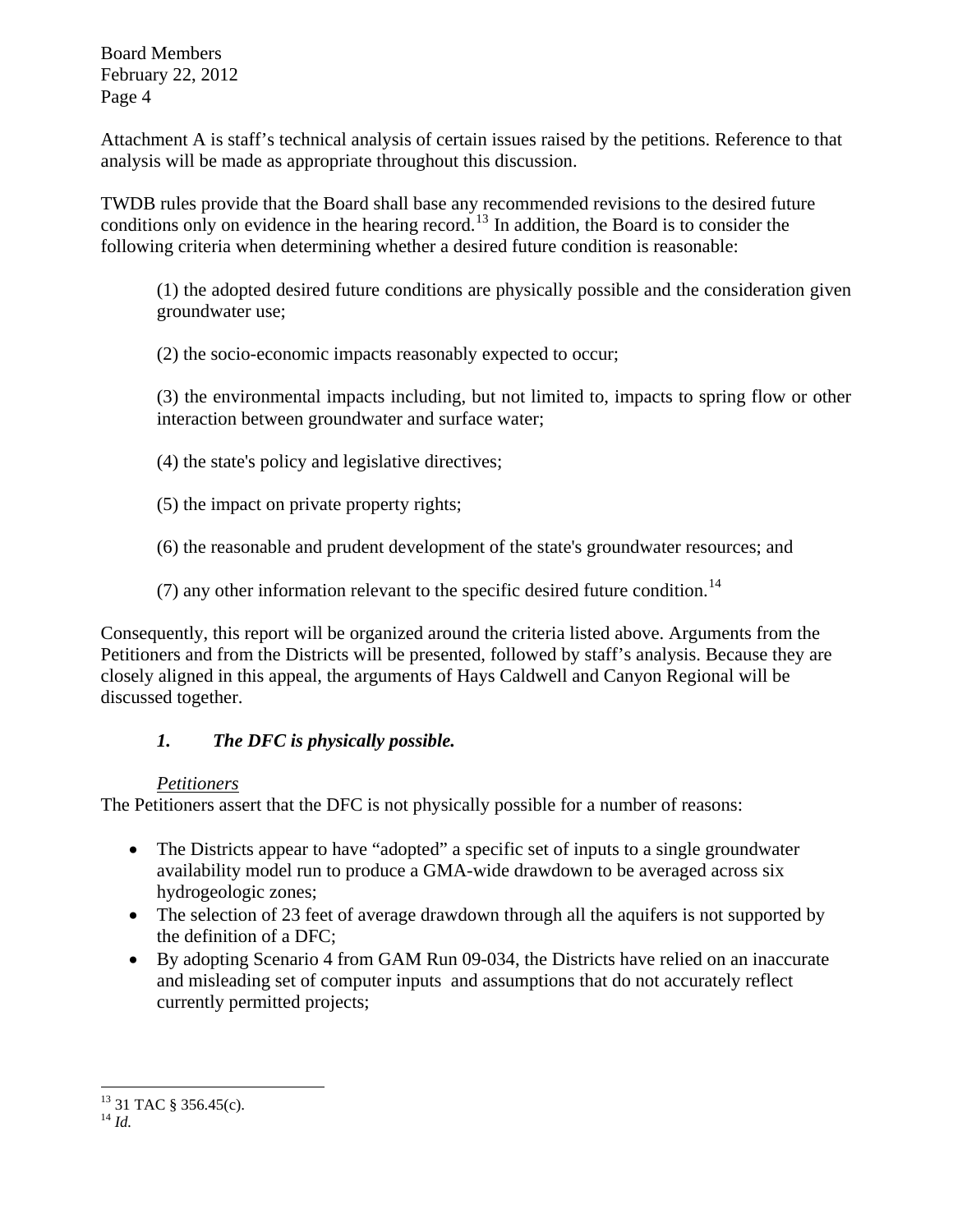Attachment A is staff's technical analysis of certain issues raised by the petitions. Reference to that analysis will be made as appropriate throughout this discussion.

TWDB rules provide that the Board shall base any recommended revisions to the desired future conditions only on evidence in the hearing record.[13] In addition, the Board is to consider the following criteria when determining whether a desired future condition is reasonable:

> (1) the adopted desired future conditions are physically possible and the consideration given groundwater use;
>
> (2) the socio-economic impacts reasonably expected to occur;
>
> (3) the environmental impacts including, but not limited to, impacts to spring flow or other interaction between groundwater and surface water;
>
> (4) the state's policy and legislative directives;
>
> (5) the impact on private property rights;
>
> (6) the reasonable and prudent development of the state's groundwater resources; and
>
> (7) any other information relevant to the specific desired future condition.[14]

Consequently, this report will be organized around the criteria listed above. Arguments from the Petitioners and from the Districts will be presented, followed by staff's analysis. Because they are closely aligned in this appeal, the arguments of Hays Caldwell and Canyon Regional will be discussed together.

### *1. The DFC is physically possible.*

*Petitioners*

The Petitioners assert that the DFC is not physically possible for a number of reasons:

- The Districts appear to have "adopted" a specific set of inputs to a single groundwater availability model run to produce a GMA-wide drawdown to be averaged across six hydrogeologic zones;
- The selection of 23 feet of average drawdown through all the aquifers is not supported by the definition of a DFC;
- By adopting Scenario 4 from GAM Run 09-034, the Districts have relied on an inaccurate and misleading set of computer inputs and assumptions that do not accurately reflect currently permitted projects;

---

[13] 31 TAC § 356.45(c).

[14] *Id.*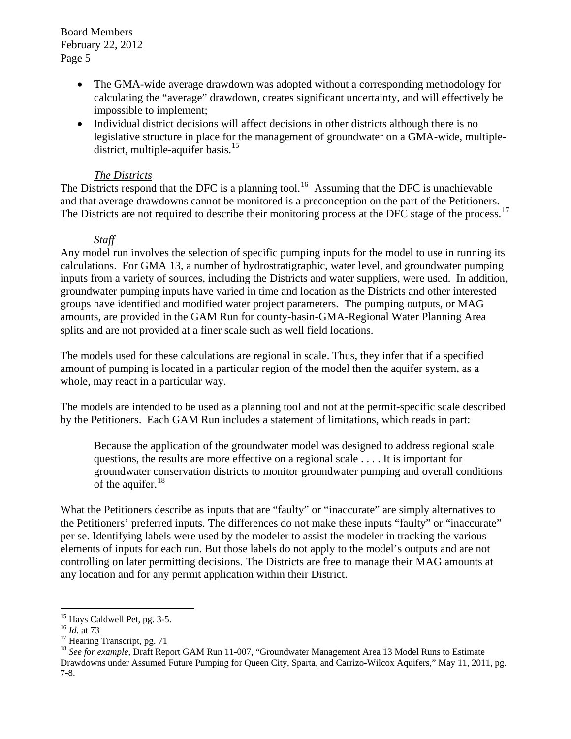- The GMA-wide average drawdown was adopted without a corresponding methodology for calculating the "average" drawdown, creates significant uncertainty, and will effectively be impossible to implement;
- Individual district decisions will affect decisions in other districts although there is no legislative structure in place for the management of groundwater on a GMA-wide, multiple-district, multiple-aquifer basis.[15]

*The Districts*

The Districts respond that the DFC is a planning tool.[16] Assuming that the DFC is unachievable and that average drawdowns cannot be monitored is a preconception on the part of the Petitioners. The Districts are not required to describe their monitoring process at the DFC stage of the process.[17]

*Staff*

Any model run involves the selection of specific pumping inputs for the model to use in running its calculations. For GMA 13, a number of hydrostratigraphic, water level, and groundwater pumping inputs from a variety of sources, including the Districts and water suppliers, were used. In addition, groundwater pumping inputs have varied in time and location as the Districts and other interested groups have identified and modified water project parameters. The pumping outputs, or MAG amounts, are provided in the GAM Run for county-basin-GMA-Regional Water Planning Area splits and are not provided at a finer scale such as well field locations.

The models used for these calculations are regional in scale. Thus, they infer that if a specified amount of pumping is located in a particular region of the model then the aquifer system, as a whole, may react in a particular way.

The models are intended to be used as a planning tool and not at the permit-specific scale described by the Petitioners. Each GAM Run includes a statement of limitations, which reads in part:

> Because the application of the groundwater model was designed to address regional scale questions, the results are more effective on a regional scale . . . . It is important for groundwater conservation districts to monitor groundwater pumping and overall conditions of the aquifer.[18]

What the Petitioners describe as inputs that are "faulty" or "inaccurate" are simply alternatives to the Petitioners' preferred inputs. The differences do not make these inputs "faulty" or "inaccurate" per se. Identifying labels were used by the modeler to assist the modeler in tracking the various elements of inputs for each run. But those labels do not apply to the model's outputs and are not controlling on later permitting decisions. The Districts are free to manage their MAG amounts at any location and for any permit application within their District.

---

[15] Hays Caldwell Pet, pg. 3-5.

[16] *Id.* at 73

[17] Hearing Transcript, pg. 71

[18] *See for example,* Draft Report GAM Run 11-007, "Groundwater Management Area 13 Model Runs to Estimate Drawdowns under Assumed Future Pumping for Queen City, Sparta, and Carrizo-Wilcox Aquifers," May 11, 2011, pg. 7-8.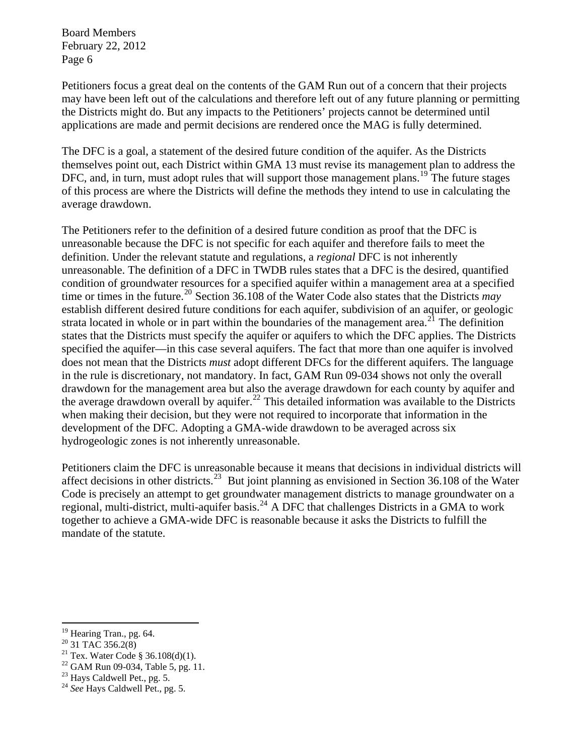Petitioners focus a great deal on the contents of the GAM Run out of a concern that their projects may have been left out of the calculations and therefore left out of any future planning or permitting the Districts might do. But any impacts to the Petitioners' projects cannot be determined until applications are made and permit decisions are rendered once the MAG is fully determined.

The DFC is a goal, a statement of the desired future condition of the aquifer. As the Districts themselves point out, each District within GMA 13 must revise its management plan to address the DFC, and, in turn, must adopt rules that will support those management plans.[19] The future stages of this process are where the Districts will define the methods they intend to use in calculating the average drawdown.

The Petitioners refer to the definition of a desired future condition as proof that the DFC is unreasonable because the DFC is not specific for each aquifer and therefore fails to meet the definition. Under the relevant statute and regulations, a *regional* DFC is not inherently unreasonable. The definition of a DFC in TWDB rules states that a DFC is the desired, quantified condition of groundwater resources for a specified aquifer within a management area at a specified time or times in the future.[20] Section 36.108 of the Water Code also states that the Districts *may* establish different desired future conditions for each aquifer, subdivision of an aquifer, or geologic strata located in whole or in part within the boundaries of the management area.[21] The definition states that the Districts must specify the aquifer or aquifers to which the DFC applies. The Districts specified the aquifer—in this case several aquifers. The fact that more than one aquifer is involved does not mean that the Districts *must* adopt different DFCs for the different aquifers. The language in the rule is discretionary, not mandatory. In fact, GAM Run 09-034 shows not only the overall drawdown for the management area but also the average drawdown for each county by aquifer and the average drawdown overall by aquifer.[22] This detailed information was available to the Districts when making their decision, but they were not required to incorporate that information in the development of the DFC. Adopting a GMA-wide drawdown to be averaged across six hydrogeologic zones is not inherently unreasonable.

Petitioners claim the DFC is unreasonable because it means that decisions in individual districts will affect decisions in other districts.[23] But joint planning as envisioned in Section 36.108 of the Water Code is precisely an attempt to get groundwater management districts to manage groundwater on a regional, multi-district, multi-aquifer basis.[24] A DFC that challenges Districts in a GMA to work together to achieve a GMA-wide DFC is reasonable because it asks the Districts to fulfill the mandate of the statute.

---

[19] Hearing Tran., pg. 64.
[20] 31 TAC 356.2(8)
[21] Tex. Water Code § 36.108(d)(1).
[22] GAM Run 09-034, Table 5, pg. 11.
[23] Hays Caldwell Pet., pg. 5.
[24] *See* Hays Caldwell Pet., pg. 5.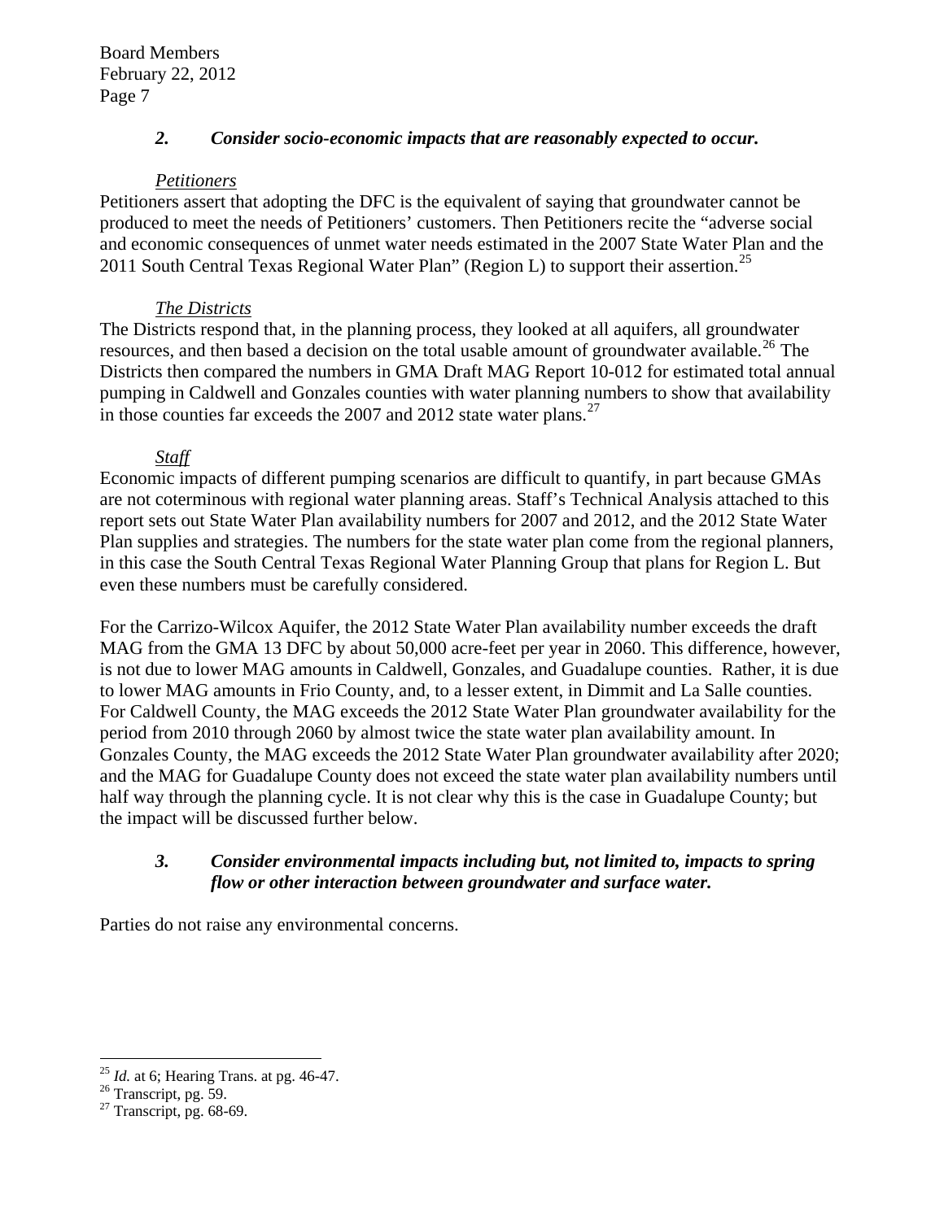### *2. Consider socio-economic impacts that are reasonably expected to occur.*

*Petitioners*

Petitioners assert that adopting the DFC is the equivalent of saying that groundwater cannot be produced to meet the needs of Petitioners' customers. Then Petitioners recite the "adverse social and economic consequences of unmet water needs estimated in the 2007 State Water Plan and the 2011 South Central Texas Regional Water Plan" (Region L) to support their assertion.[25]

*The Districts*

The Districts respond that, in the planning process, they looked at all aquifers, all groundwater resources, and then based a decision on the total usable amount of groundwater available.[26] The Districts then compared the numbers in GMA Draft MAG Report 10-012 for estimated total annual pumping in Caldwell and Gonzales counties with water planning numbers to show that availability in those counties far exceeds the 2007 and 2012 state water plans.[27]

*Staff*

Economic impacts of different pumping scenarios are difficult to quantify, in part because GMAs are not coterminous with regional water planning areas. Staff's Technical Analysis attached to this report sets out State Water Plan availability numbers for 2007 and 2012, and the 2012 State Water Plan supplies and strategies. The numbers for the state water plan come from the regional planners, in this case the South Central Texas Regional Water Planning Group that plans for Region L. But even these numbers must be carefully considered.

For the Carrizo-Wilcox Aquifer, the 2012 State Water Plan availability number exceeds the draft MAG from the GMA 13 DFC by about 50,000 acre-feet per year in 2060. This difference, however, is not due to lower MAG amounts in Caldwell, Gonzales, and Guadalupe counties. Rather, it is due to lower MAG amounts in Frio County, and, to a lesser extent, in Dimmit and La Salle counties. For Caldwell County, the MAG exceeds the 2012 State Water Plan groundwater availability for the period from 2010 through 2060 by almost twice the state water plan availability amount. In Gonzales County, the MAG exceeds the 2012 State Water Plan groundwater availability after 2020; and the MAG for Guadalupe County does not exceed the state water plan availability numbers until half way through the planning cycle. It is not clear why this is the case in Guadalupe County; but the impact will be discussed further below.

### *3. Consider environmental impacts including but, not limited to, impacts to spring flow or other interaction between groundwater and surface water.*

Parties do not raise any environmental concerns.

---

[25] *Id.* at 6; Hearing Trans. at pg. 46-47.

[26] Transcript, pg. 59.

[27] Transcript, pg. 68-69.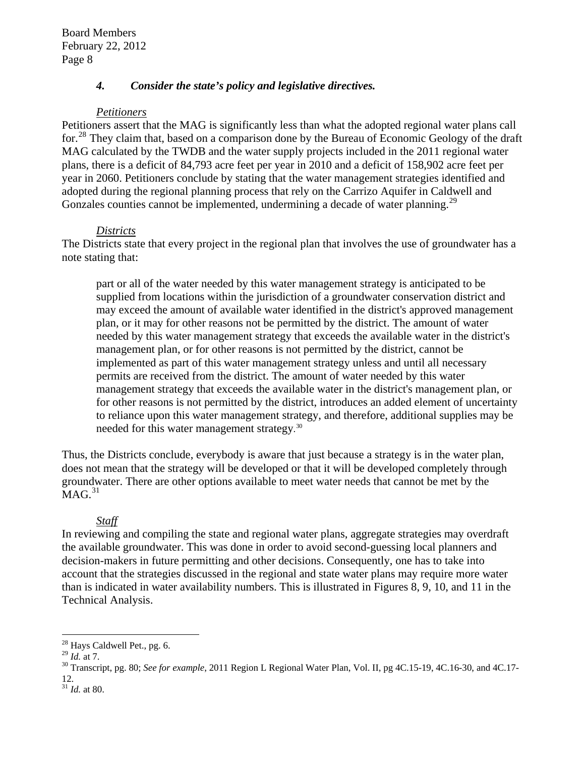### *4. Consider the state's policy and legislative directives.*

*Petitioners*

Petitioners assert that the MAG is significantly less than what the adopted regional water plans call for.[28] They claim that, based on a comparison done by the Bureau of Economic Geology of the draft MAG calculated by the TWDB and the water supply projects included in the 2011 regional water plans, there is a deficit of 84,793 acre feet per year in 2010 and a deficit of 158,902 acre feet per year in 2060. Petitioners conclude by stating that the water management strategies identified and adopted during the regional planning process that rely on the Carrizo Aquifer in Caldwell and Gonzales counties cannot be implemented, undermining a decade of water planning.[29]

*Districts*

The Districts state that every project in the regional plan that involves the use of groundwater has a note stating that:

> part or all of the water needed by this water management strategy is anticipated to be supplied from locations within the jurisdiction of a groundwater conservation district and may exceed the amount of available water identified in the district's approved management plan, or it may for other reasons not be permitted by the district. The amount of water needed by this water management strategy that exceeds the available water in the district's management plan, or for other reasons is not permitted by the district, cannot be implemented as part of this water management strategy unless and until all necessary permits are received from the district. The amount of water needed by this water management strategy that exceeds the available water in the district's management plan, or for other reasons is not permitted by the district, introduces an added element of uncertainty to reliance upon this water management strategy, and therefore, additional supplies may be needed for this water management strategy.[30]

Thus, the Districts conclude, everybody is aware that just because a strategy is in the water plan, does not mean that the strategy will be developed or that it will be developed completely through groundwater. There are other options available to meet water needs that cannot be met by the MAG.[31]

*Staff*

In reviewing and compiling the state and regional water plans, aggregate strategies may overdraft the available groundwater. This was done in order to avoid second-guessing local planners and decision-makers in future permitting and other decisions. Consequently, one has to take into account that the strategies discussed in the regional and state water plans may require more water than is indicated in water availability numbers. This is illustrated in Figures 8, 9, 10, and 11 in the Technical Analysis.

---

[28] Hays Caldwell Pet., pg. 6.
[29] *Id.* at 7.
[30] Transcript, pg. 80; *See for example*, 2011 Region L Regional Water Plan, Vol. II, pg 4C.15-19, 4C.16-30, and 4C.17-12.
[31] *Id.* at 80.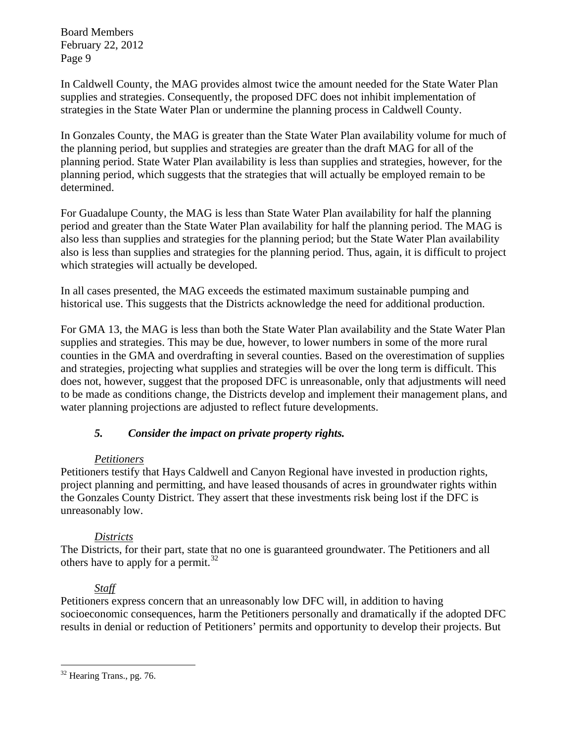In Caldwell County, the MAG provides almost twice the amount needed for the State Water Plan supplies and strategies. Consequently, the proposed DFC does not inhibit implementation of strategies in the State Water Plan or undermine the planning process in Caldwell County.

In Gonzales County, the MAG is greater than the State Water Plan availability volume for much of the planning period, but supplies and strategies are greater than the draft MAG for all of the planning period. State Water Plan availability is less than supplies and strategies, however, for the planning period, which suggests that the strategies that will actually be employed remain to be determined.

For Guadalupe County, the MAG is less than State Water Plan availability for half the planning period and greater than the State Water Plan availability for half the planning period. The MAG is also less than supplies and strategies for the planning period; but the State Water Plan availability also is less than supplies and strategies for the planning period. Thus, again, it is difficult to project which strategies will actually be developed.

In all cases presented, the MAG exceeds the estimated maximum sustainable pumping and historical use. This suggests that the Districts acknowledge the need for additional production.

For GMA 13, the MAG is less than both the State Water Plan availability and the State Water Plan supplies and strategies. This may be due, however, to lower numbers in some of the more rural counties in the GMA and overdrafting in several counties. Based on the overestimation of supplies and strategies, projecting what supplies and strategies will be over the long term is difficult. This does not, however, suggest that the proposed DFC is unreasonable, only that adjustments will need to be made as conditions change, the Districts develop and implement their management plans, and water planning projections are adjusted to reflect future developments.

### *5. Consider the impact on private property rights.*

*Petitioners*

Petitioners testify that Hays Caldwell and Canyon Regional have invested in production rights, project planning and permitting, and have leased thousands of acres in groundwater rights within the Gonzales County District. They assert that these investments risk being lost if the DFC is unreasonably low.

*Districts*

The Districts, for their part, state that no one is guaranteed groundwater. The Petitioners and all others have to apply for a permit.[32]

*Staff*

Petitioners express concern that an unreasonably low DFC will, in addition to having socioeconomic consequences, harm the Petitioners personally and dramatically if the adopted DFC results in denial or reduction of Petitioners' permits and opportunity to develop their projects. But

[32] Hearing Trans., pg. 76.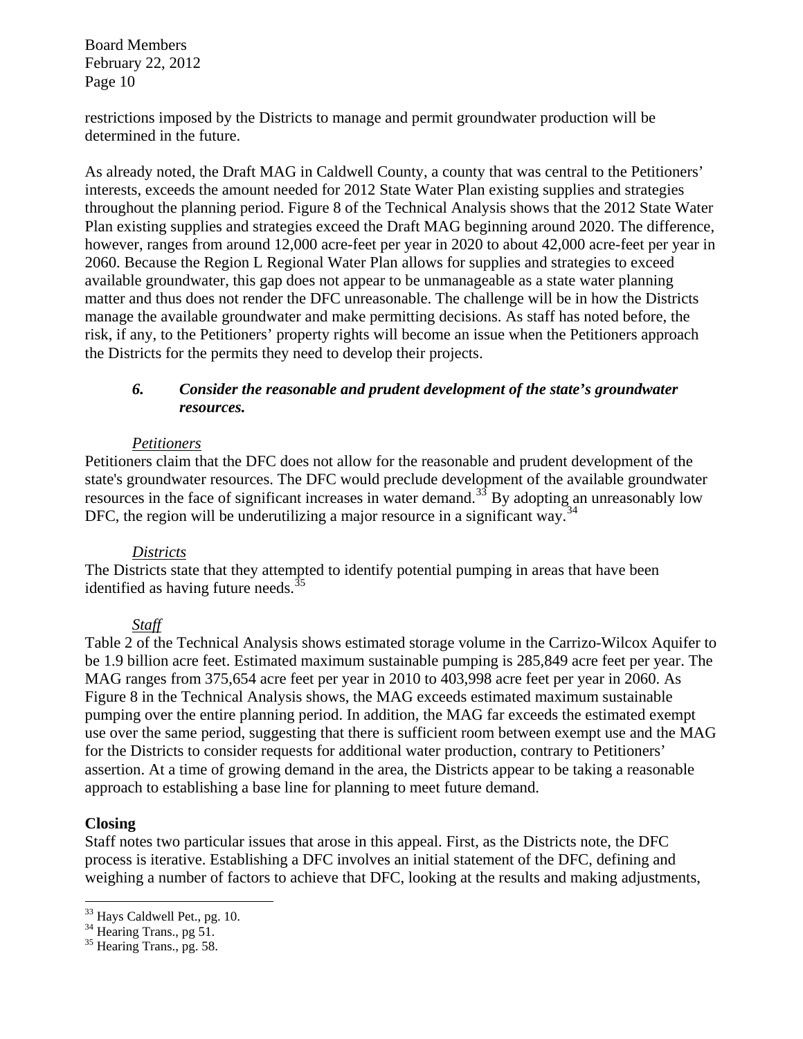restrictions imposed by the Districts to manage and permit groundwater production will be determined in the future.

As already noted, the Draft MAG in Caldwell County, a county that was central to the Petitioners' interests, exceeds the amount needed for 2012 State Water Plan existing supplies and strategies throughout the planning period. Figure 8 of the Technical Analysis shows that the 2012 State Water Plan existing supplies and strategies exceed the Draft MAG beginning around 2020. The difference, however, ranges from around 12,000 acre-feet per year in 2020 to about 42,000 acre-feet per year in 2060. Because the Region L Regional Water Plan allows for supplies and strategies to exceed available groundwater, this gap does not appear to be unmanageable as a state water planning matter and thus does not render the DFC unreasonable. The challenge will be in how the Districts manage the available groundwater and make permitting decisions. As staff has noted before, the risk, if any, to the Petitioners' property rights will become an issue when the Petitioners approach the Districts for the permits they need to develop their projects.

### *6. Consider the reasonable and prudent development of the state's groundwater resources.*

*Petitioners*

Petitioners claim that the DFC does not allow for the reasonable and prudent development of the state's groundwater resources. The DFC would preclude development of the available groundwater resources in the face of significant increases in water demand.[33] By adopting an unreasonably low DFC, the region will be underutilizing a major resource in a significant way.[34]

*Districts*

The Districts state that they attempted to identify potential pumping in areas that have been identified as having future needs.[35]

*Staff*

Table 2 of the Technical Analysis shows estimated storage volume in the Carrizo-Wilcox Aquifer to be 1.9 billion acre feet. Estimated maximum sustainable pumping is 285,849 acre feet per year. The MAG ranges from 375,654 acre feet per year in 2010 to 403,998 acre feet per year in 2060. As Figure 8 in the Technical Analysis shows, the MAG exceeds estimated maximum sustainable pumping over the entire planning period. In addition, the MAG far exceeds the estimated exempt use over the same period, suggesting that there is sufficient room between exempt use and the MAG for the Districts to consider requests for additional water production, contrary to Petitioners' assertion. At a time of growing demand in the area, the Districts appear to be taking a reasonable approach to establishing a base line for planning to meet future demand.

**Closing**

Staff notes two particular issues that arose in this appeal. First, as the Districts note, the DFC process is iterative. Establishing a DFC involves an initial statement of the DFC, defining and weighing a number of factors to achieve that DFC, looking at the results and making adjustments,

---

[33] Hays Caldwell Pet., pg. 10.

[34] Hearing Trans., pg 51.

[35] Hearing Trans., pg. 58.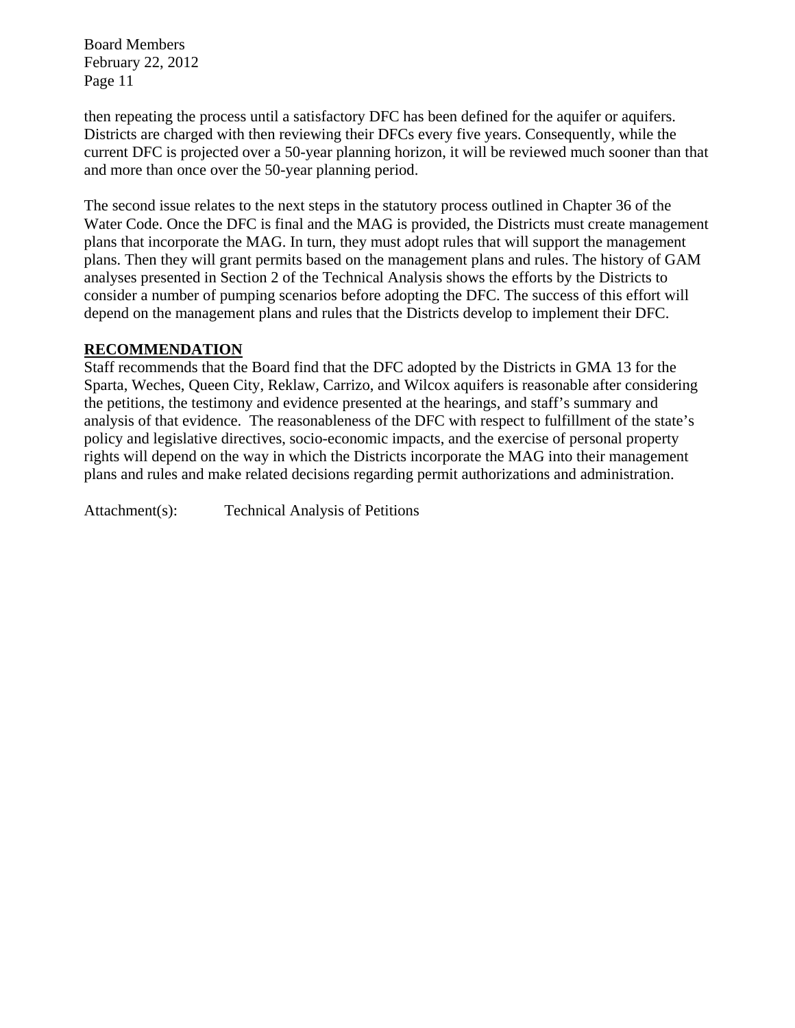then repeating the process until a satisfactory DFC has been defined for the aquifer or aquifers. Districts are charged with then reviewing their DFCs every five years. Consequently, while the current DFC is projected over a 50-year planning horizon, it will be reviewed much sooner than that and more than once over the 50-year planning period.

The second issue relates to the next steps in the statutory process outlined in Chapter 36 of the Water Code. Once the DFC is final and the MAG is provided, the Districts must create management plans that incorporate the MAG. In turn, they must adopt rules that will support the management plans. Then they will grant permits based on the management plans and rules. The history of GAM analyses presented in Section 2 of the Technical Analysis shows the efforts by the Districts to consider a number of pumping scenarios before adopting the DFC. The success of this effort will depend on the management plans and rules that the Districts develop to implement their DFC.

## RECOMMENDATION

Staff recommends that the Board find that the DFC adopted by the Districts in GMA 13 for the Sparta, Weches, Queen City, Reklaw, Carrizo, and Wilcox aquifers is reasonable after considering the petitions, the testimony and evidence presented at the hearings, and staff's summary and analysis of that evidence. The reasonableness of the DFC with respect to fulfillment of the state's policy and legislative directives, socio-economic impacts, and the exercise of personal property rights will depend on the way in which the Districts incorporate the MAG into their management plans and rules and make related decisions regarding permit authorizations and administration.

Attachment(s): Technical Analysis of Petitions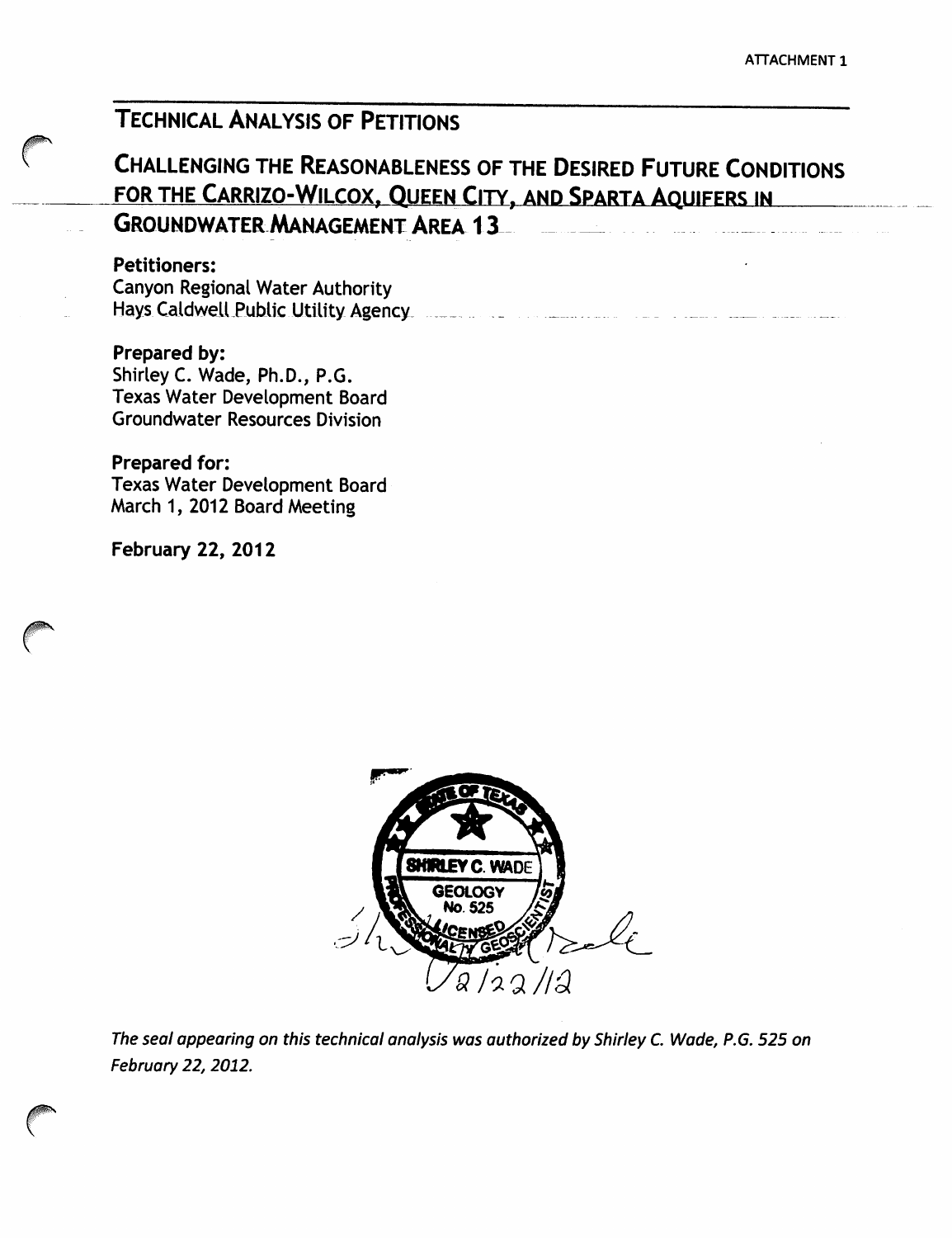ATTACHMENT 1

# TECHNICAL ANALYSIS OF PETITIONS

## CHALLENGING THE REASONABLENESS OF THE DESIRED FUTURE CONDITIONS FOR THE CARRIZO-WILCOX, QUEEN CITY, AND SPARTA AQUIFERS IN GROUNDWATER MANAGEMENT AREA 13

**Petitioners:**
Canyon Regional Water Authority
Hays Caldwell Public Utility Agency

**Prepared by:**
Shirley C. Wade, Ph.D., P.G.
Texas Water Development Board
Groundwater Resources Division

**Prepared for:**
Texas Water Development Board
March 1, 2012 Board Meeting

**February 22, 2012**

STATE OF TEXAS
SHIRLEY C. WADE
GEOLOGY
No. 525
LICENSED PROFESSIONAL GEOSCIENTIST
2/22/12

*The seal appearing on this technical analysis was authorized by Shirley C. Wade, P.G. 525 on February 22, 2012.*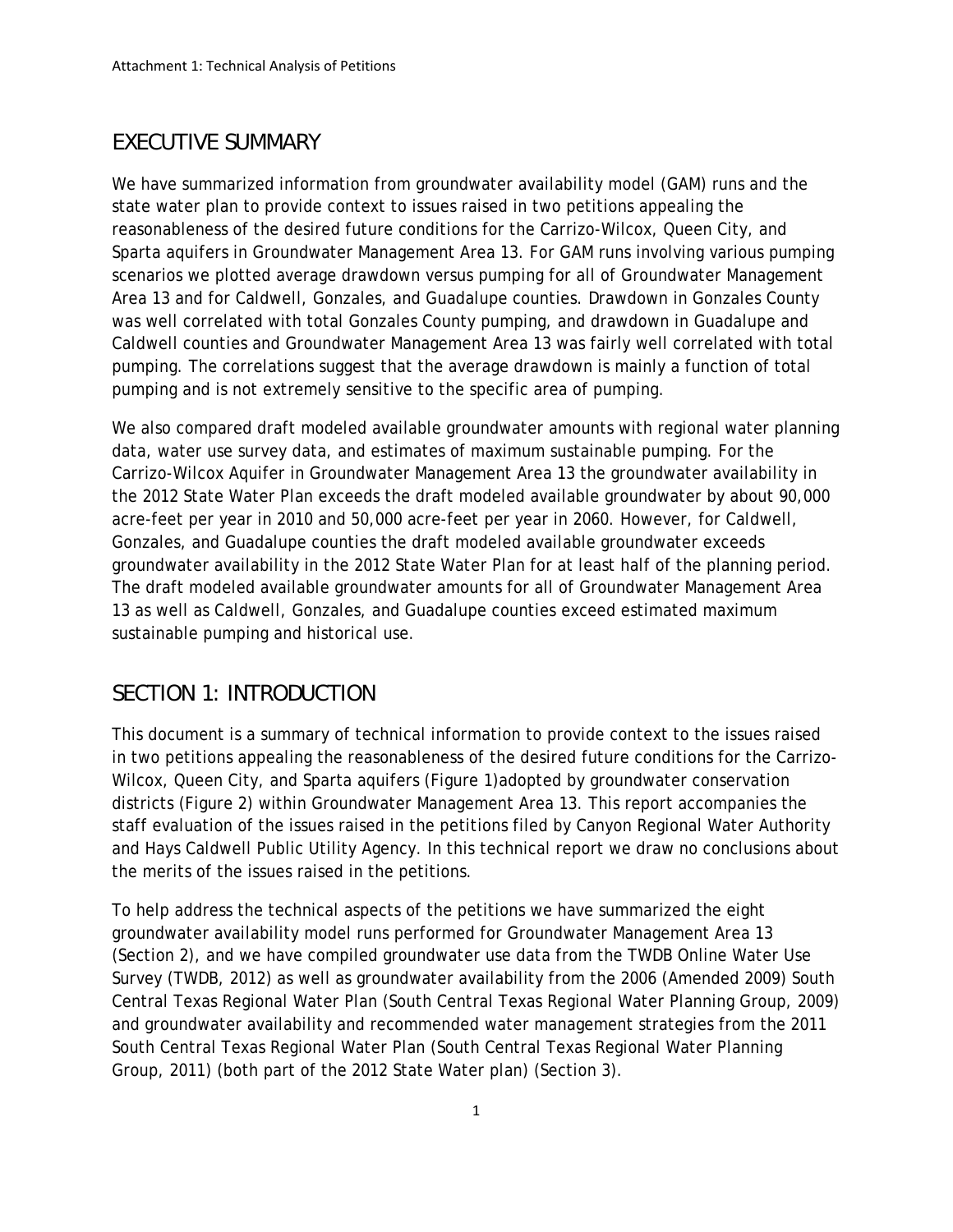## EXECUTIVE SUMMARY

We have summarized information from groundwater availability model (GAM) runs and the state water plan to provide context to issues raised in two petitions appealing the reasonableness of the desired future conditions for the Carrizo-Wilcox, Queen City, and Sparta aquifers in Groundwater Management Area 13. For GAM runs involving various pumping scenarios we plotted average drawdown versus pumping for all of Groundwater Management Area 13 and for Caldwell, Gonzales, and Guadalupe counties. Drawdown in Gonzales County was well correlated with total Gonzales County pumping, and drawdown in Guadalupe and Caldwell counties and Groundwater Management Area 13 was fairly well correlated with total pumping. The correlations suggest that the average drawdown is mainly a function of total pumping and is not extremely sensitive to the specific area of pumping.

We also compared draft modeled available groundwater amounts with regional water planning data, water use survey data, and estimates of maximum sustainable pumping. For the Carrizo-Wilcox Aquifer in Groundwater Management Area 13 the groundwater availability in the 2012 State Water Plan exceeds the draft modeled available groundwater by about 90,000 acre-feet per year in 2010 and 50,000 acre-feet per year in 2060. However, for Caldwell, Gonzales, and Guadalupe counties the draft modeled available groundwater exceeds groundwater availability in the 2012 State Water Plan for at least half of the planning period. The draft modeled available groundwater amounts for all of Groundwater Management Area 13 as well as Caldwell, Gonzales, and Guadalupe counties exceed estimated maximum sustainable pumping and historical use.

## SECTION 1: INTRODUCTION

This document is a summary of technical information to provide context to the issues raised in two petitions appealing the reasonableness of the desired future conditions for the Carrizo-Wilcox, Queen City, and Sparta aquifers (Figure 1)adopted by groundwater conservation districts (Figure 2) within Groundwater Management Area 13. This report accompanies the staff evaluation of the issues raised in the petitions filed by Canyon Regional Water Authority and Hays Caldwell Public Utility Agency. In this technical report we draw no conclusions about the merits of the issues raised in the petitions.

To help address the technical aspects of the petitions we have summarized the eight groundwater availability model runs performed for Groundwater Management Area 13 (Section 2), and we have compiled groundwater use data from the TWDB Online Water Use Survey (TWDB, 2012) as well as groundwater availability from the 2006 (Amended 2009) South Central Texas Regional Water Plan (South Central Texas Regional Water Planning Group, 2009) and groundwater availability and recommended water management strategies from the 2011 South Central Texas Regional Water Plan (South Central Texas Regional Water Planning Group, 2011) (both part of the 2012 State Water plan) (Section 3).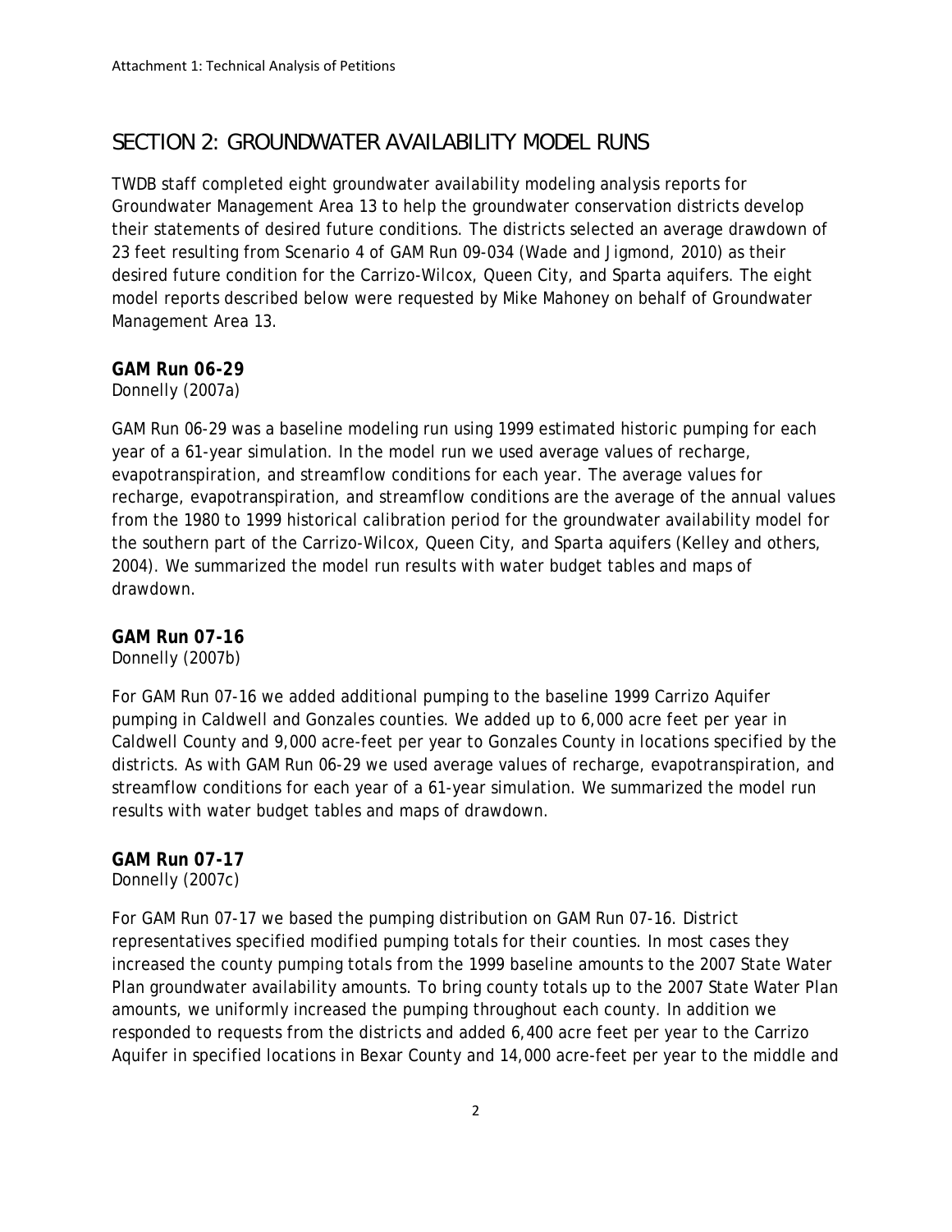## SECTION 2: GROUNDWATER AVAILABILITY MODEL RUNS

TWDB staff completed eight groundwater availability modeling analysis reports for Groundwater Management Area 13 to help the groundwater conservation districts develop their statements of desired future conditions. The districts selected an average drawdown of 23 feet resulting from Scenario 4 of GAM Run 09-034 (Wade and Jigmond, 2010) as their desired future condition for the Carrizo-Wilcox, Queen City, and Sparta aquifers. The eight model reports described below were requested by Mike Mahoney on behalf of Groundwater Management Area 13.

### GAM Run 06-29

Donnelly (2007a)

GAM Run 06-29 was a baseline modeling run using 1999 estimated historic pumping for each year of a 61-year simulation. In the model run we used average values of recharge, evapotranspiration, and streamflow conditions for each year. The average values for recharge, evapotranspiration, and streamflow conditions are the average of the annual values from the 1980 to 1999 historical calibration period for the groundwater availability model for the southern part of the Carrizo-Wilcox, Queen City, and Sparta aquifers (Kelley and others, 2004). We summarized the model run results with water budget tables and maps of drawdown.

### GAM Run 07-16

Donnelly (2007b)

For GAM Run 07-16 we added additional pumping to the baseline 1999 Carrizo Aquifer pumping in Caldwell and Gonzales counties. We added up to 6,000 acre feet per year in Caldwell County and 9,000 acre-feet per year to Gonzales County in locations specified by the districts. As with GAM Run 06-29 we used average values of recharge, evapotranspiration, and streamflow conditions for each year of a 61-year simulation. We summarized the model run results with water budget tables and maps of drawdown.

### GAM Run 07-17

Donnelly (2007c)

For GAM Run 07-17 we based the pumping distribution on GAM Run 07-16. District representatives specified modified pumping totals for their counties. In most cases they increased the county pumping totals from the 1999 baseline amounts to the 2007 State Water Plan groundwater availability amounts. To bring county totals up to the 2007 State Water Plan amounts, we uniformly increased the pumping throughout each county. In addition we responded to requests from the districts and added 6,400 acre feet per year to the Carrizo Aquifer in specified locations in Bexar County and 14,000 acre-feet per year to the middle and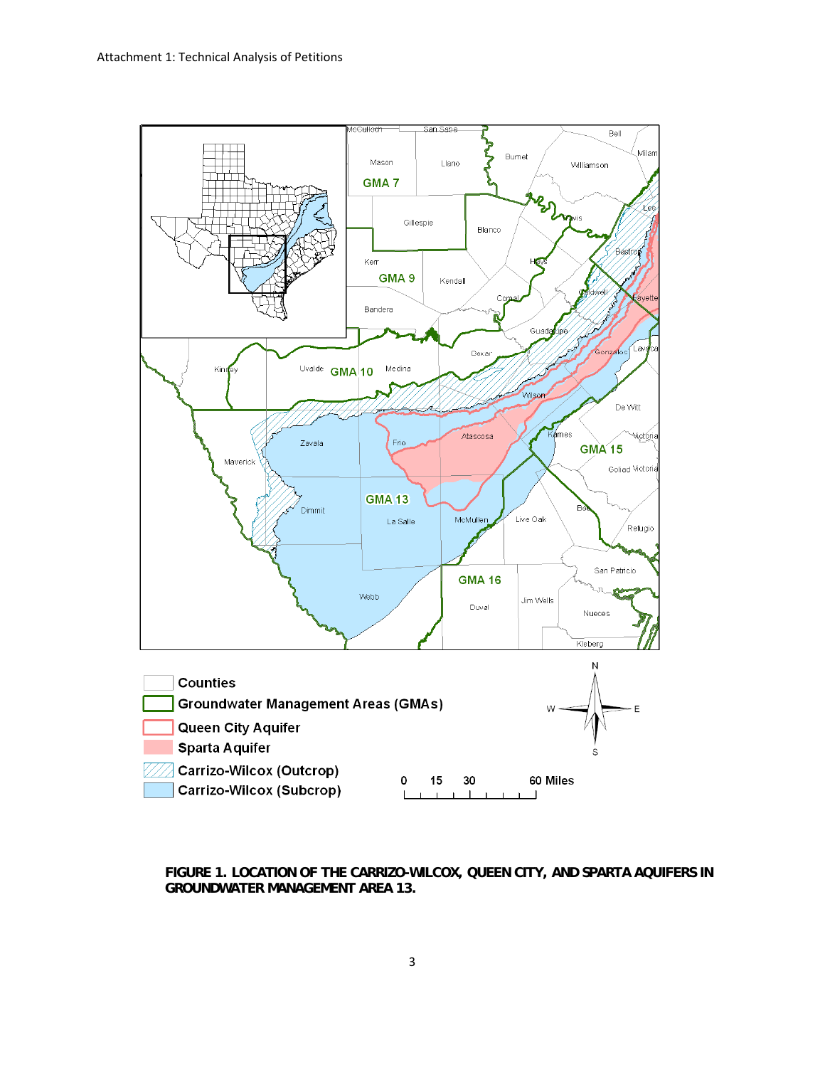**FIGURE 1. LOCATION OF THE CARRIZO-WILCOX, QUEEN CITY, AND SPARTA AQUIFERS IN GROUNDWATER MANAGEMENT AREA 13.**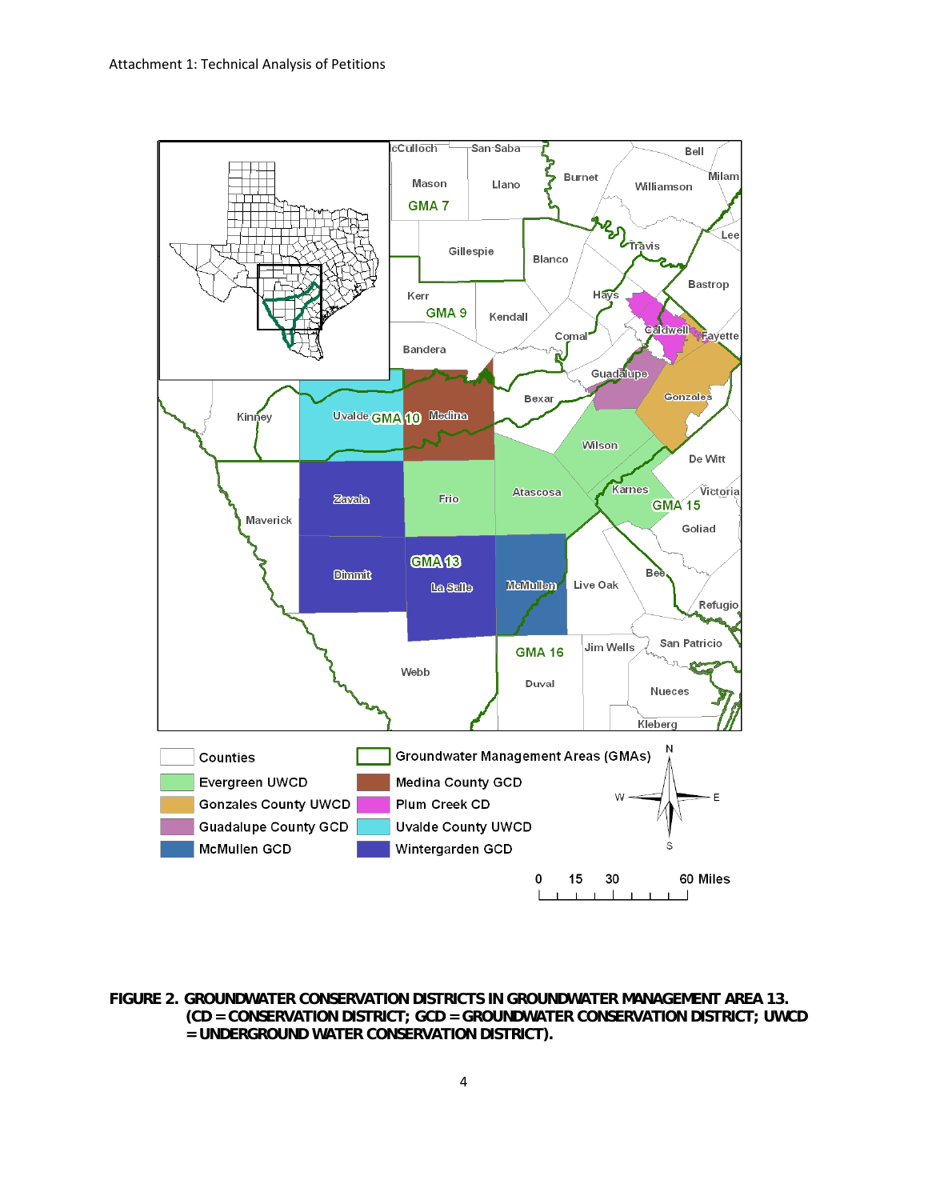FIGURE 2. GROUNDWATER CONSERVATION DISTRICTS IN GROUNDWATER MANAGEMENT AREA 13. (CD = CONSERVATION DISTRICT; GCD = GROUNDWATER CONSERVATION DISTRICT; UWCD = UNDERGROUND WATER CONSERVATION DISTRICT).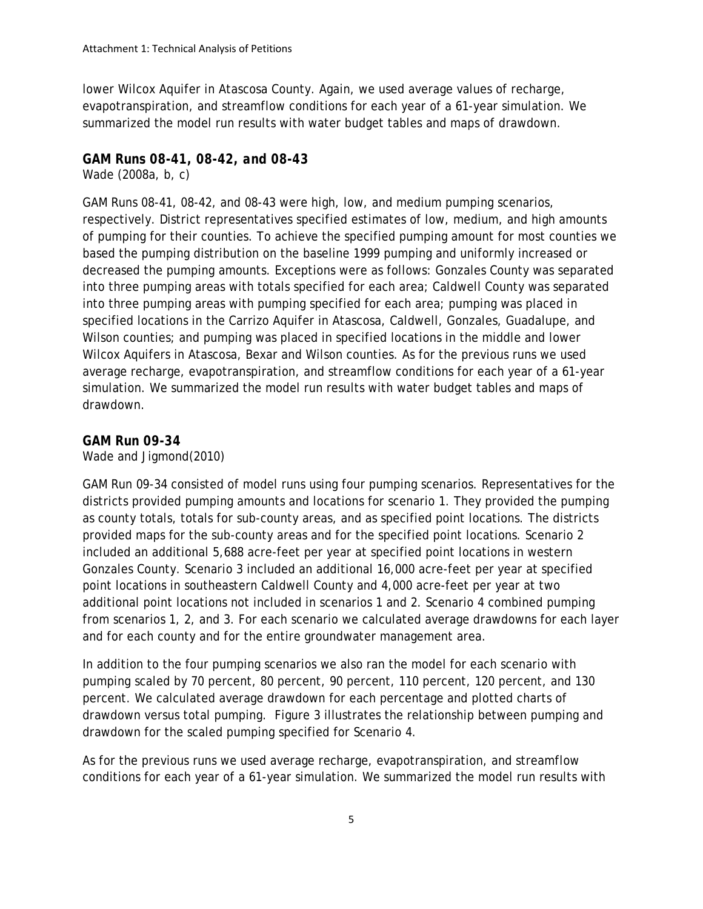lower Wilcox Aquifer in Atascosa County. Again, we used average values of recharge, evapotranspiration, and streamflow conditions for each year of a 61-year simulation. We summarized the model run results with water budget tables and maps of drawdown.

### GAM Runs 08-41, 08-42, and 08-43

Wade (2008a, b, c)

GAM Runs 08-41, 08-42, and 08-43 were high, low, and medium pumping scenarios, respectively. District representatives specified estimates of low, medium, and high amounts of pumping for their counties. To achieve the specified pumping amount for most counties we based the pumping distribution on the baseline 1999 pumping and uniformly increased or decreased the pumping amounts. Exceptions were as follows: Gonzales County was separated into three pumping areas with totals specified for each area; Caldwell County was separated into three pumping areas with pumping specified for each area; pumping was placed in specified locations in the Carrizo Aquifer in Atascosa, Caldwell, Gonzales, Guadalupe, and Wilson counties; and pumping was placed in specified locations in the middle and lower Wilcox Aquifers in Atascosa, Bexar and Wilson counties. As for the previous runs we used average recharge, evapotranspiration, and streamflow conditions for each year of a 61-year simulation. We summarized the model run results with water budget tables and maps of drawdown.

### GAM Run 09-34

Wade and Jigmond(2010)

GAM Run 09-34 consisted of model runs using four pumping scenarios. Representatives for the districts provided pumping amounts and locations for scenario 1. They provided the pumping as county totals, totals for sub-county areas, and as specified point locations. The districts provided maps for the sub-county areas and for the specified point locations. Scenario 2 included an additional 5,688 acre-feet per year at specified point locations in western Gonzales County. Scenario 3 included an additional 16,000 acre-feet per year at specified point locations in southeastern Caldwell County and 4,000 acre-feet per year at two additional point locations not included in scenarios 1 and 2. Scenario 4 combined pumping from scenarios 1, 2, and 3. For each scenario we calculated average drawdowns for each layer and for each county and for the entire groundwater management area.

In addition to the four pumping scenarios we also ran the model for each scenario with pumping scaled by 70 percent, 80 percent, 90 percent, 110 percent, 120 percent, and 130 percent. We calculated average drawdown for each percentage and plotted charts of drawdown versus total pumping. Figure 3 illustrates the relationship between pumping and drawdown for the scaled pumping specified for Scenario 4.

As for the previous runs we used average recharge, evapotranspiration, and streamflow conditions for each year of a 61-year simulation. We summarized the model run results with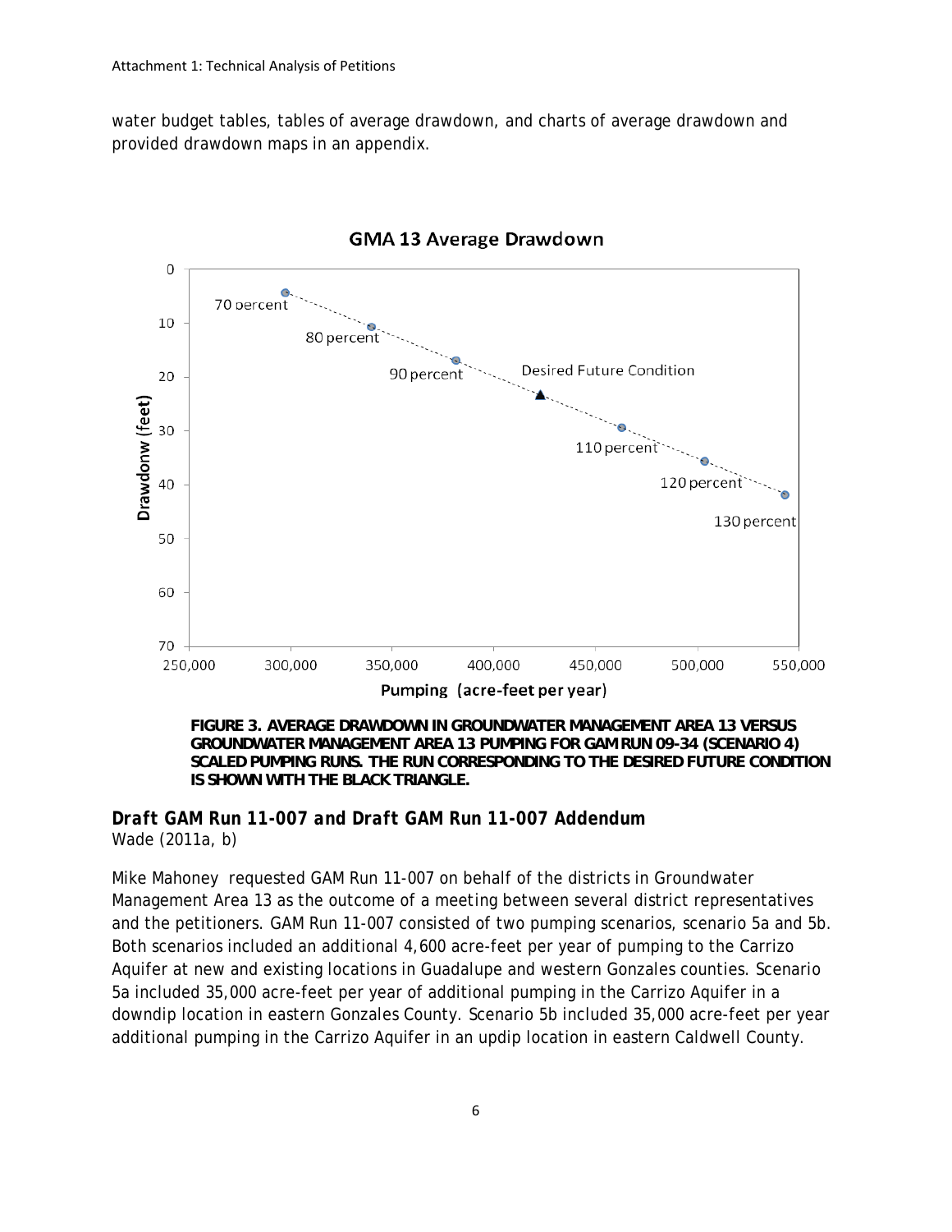water budget tables, tables of average drawdown, and charts of average drawdown and provided drawdown maps in an appendix.

**FIGURE 3. AVERAGE DRAWDOWN IN GROUNDWATER MANAGEMENT AREA 13 VERSUS GROUNDWATER MANAGEMENT AREA 13 PUMPING FOR GAM RUN 09-34 (SCENARIO 4) SCALED PUMPING RUNS. THE RUN CORRESPONDING TO THE DESIRED FUTURE CONDITION IS SHOWN WITH THE BLACK TRIANGLE.**

### *Draft GAM Run 11-007 and Draft GAM Run 11-007 Addendum*

Wade (2011a, b)

Mike Mahoney requested GAM Run 11-007 on behalf of the districts in Groundwater Management Area 13 as the outcome of a meeting between several district representatives and the petitioners. GAM Run 11-007 consisted of two pumping scenarios, scenario 5a and 5b. Both scenarios included an additional 4,600 acre-feet per year of pumping to the Carrizo Aquifer at new and existing locations in Guadalupe and western Gonzales counties. Scenario 5a included 35,000 acre-feet per year of additional pumping in the Carrizo Aquifer in a downdip location in eastern Gonzales County. Scenario 5b included 35,000 acre-feet per year additional pumping in the Carrizo Aquifer in an updip location in eastern Caldwell County.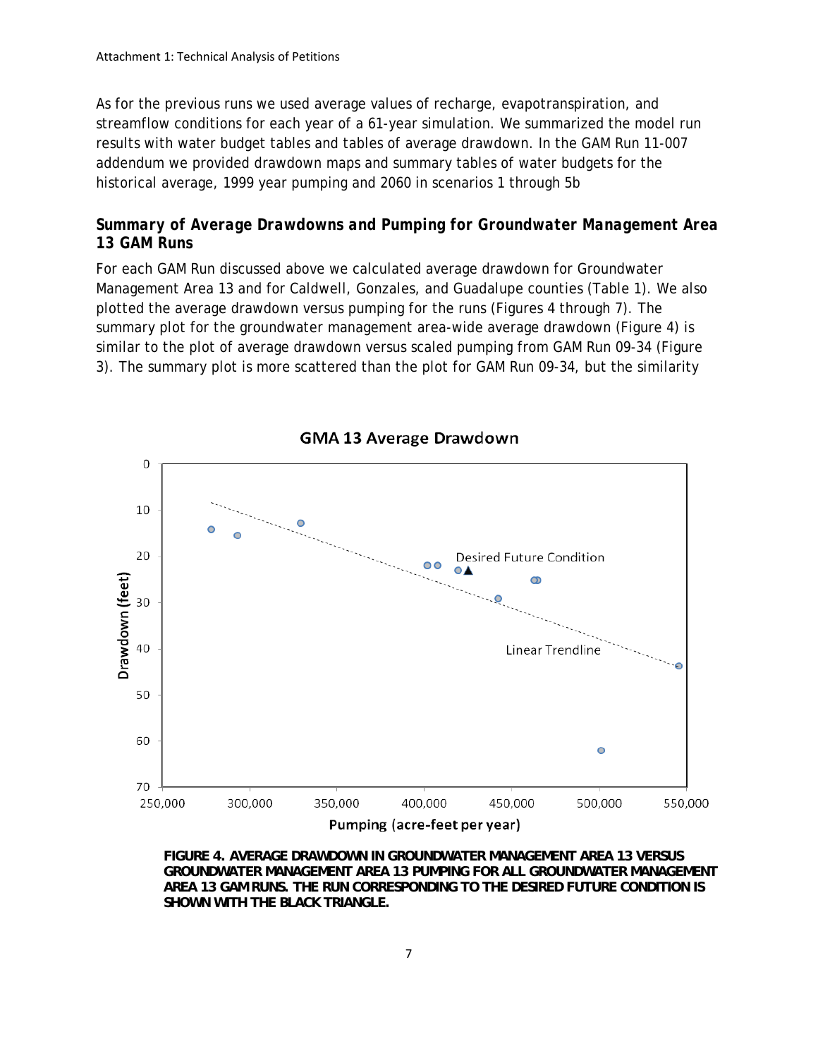As for the previous runs we used average values of recharge, evapotranspiration, and streamflow conditions for each year of a 61-year simulation. We summarized the model run results with water budget tables and tables of average drawdown. In the GAM Run 11-007 addendum we provided drawdown maps and summary tables of water budgets for the historical average, 1999 year pumping and 2060 in scenarios 1 through 5b

### Summary of Average Drawdowns and Pumping for Groundwater Management Area 13 GAM Runs

For each GAM Run discussed above we calculated average drawdown for Groundwater Management Area 13 and for Caldwell, Gonzales, and Guadalupe counties (Table 1). We also plotted the average drawdown versus pumping for the runs (Figures 4 through 7). The summary plot for the groundwater management area-wide average drawdown (Figure 4) is similar to the plot of average drawdown versus scaled pumping from GAM Run 09-34 (Figure 3). The summary plot is more scattered than the plot for GAM Run 09-34, but the similarity

**FIGURE 4. AVERAGE DRAWDOWN IN GROUNDWATER MANAGEMENT AREA 13 VERSUS GROUNDWATER MANAGEMENT AREA 13 PUMPING FOR ALL GROUNDWATER MANAGEMENT AREA 13 GAM RUNS. THE RUN CORRESPONDING TO THE DESIRED FUTURE CONDITION IS SHOWN WITH THE BLACK TRIANGLE.**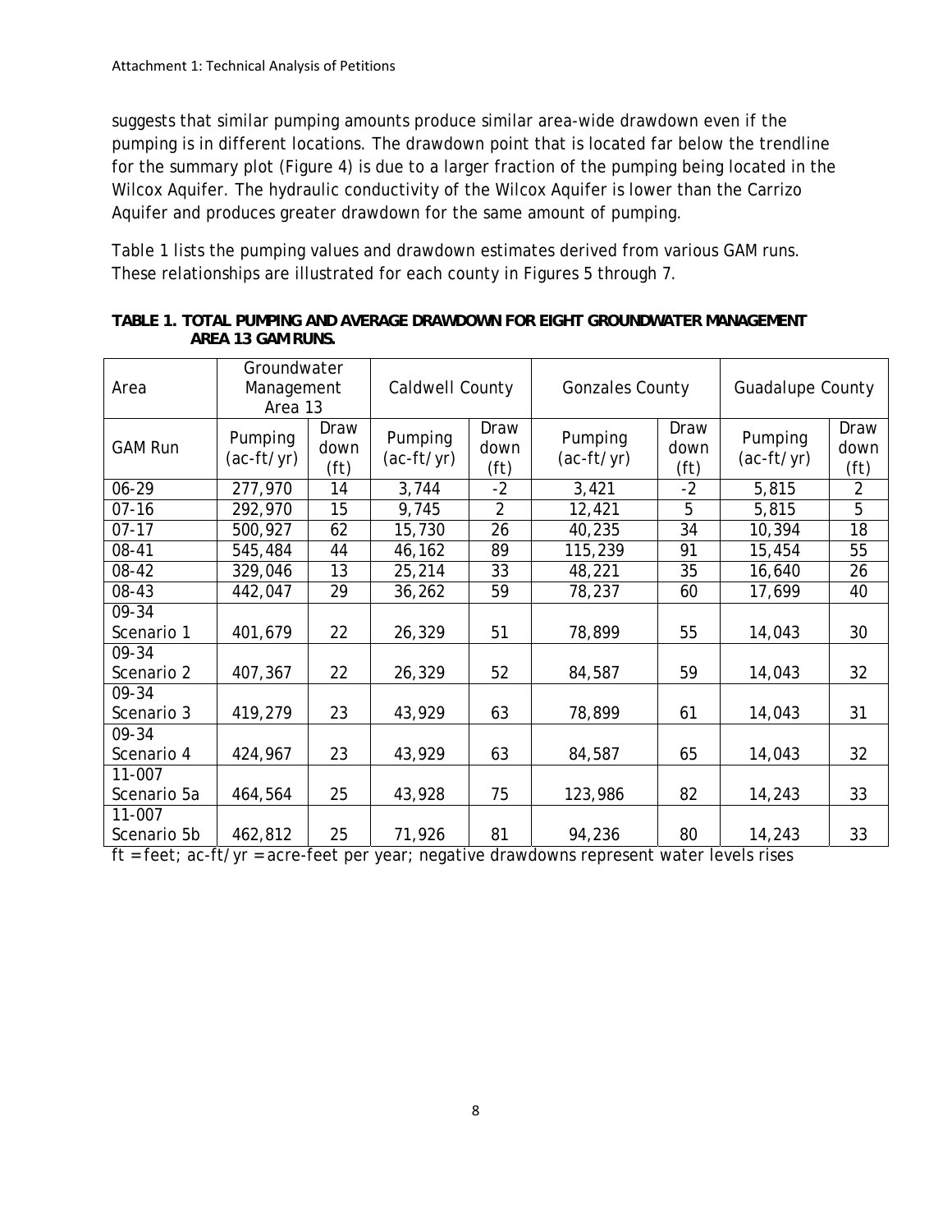suggests that similar pumping amounts produce similar area-wide drawdown even if the pumping is in different locations. The drawdown point that is located far below the trendline for the summary plot (Figure 4) is due to a larger fraction of the pumping being located in the Wilcox Aquifer. The hydraulic conductivity of the Wilcox Aquifer is lower than the Carrizo Aquifer and produces greater drawdown for the same amount of pumping.

Table 1 lists the pumping values and drawdown estimates derived from various GAM runs. These relationships are illustrated for each county in Figures 5 through 7.

**TABLE 1. TOTAL PUMPING AND AVERAGE DRAWDOWN FOR EIGHT GROUNDWATER MANAGEMENT AREA 13 GAM RUNS.**

| Area | Groundwater Management Area 13 | | Caldwell County | | Gonzales County | | Guadalupe County | |
|---|---|---|---|---|---|---|---|---|
| GAM Run | Pumping (ac-ft/yr) | Draw down (ft) | Pumping (ac-ft/yr) | Draw down (ft) | Pumping (ac-ft/yr) | Draw down (ft) | Pumping (ac-ft/yr) | Draw down (ft) |
| 06-29 | 277,970 | 14 | 3,744 | -2 | 3,421 | -2 | 5,815 | 2 |
| 07-16 | 292,970 | 15 | 9,745 | 2 | 12,421 | 5 | 5,815 | 5 |
| 07-17 | 500,927 | 62 | 15,730 | 26 | 40,235 | 34 | 10,394 | 18 |
| 08-41 | 545,484 | 44 | 46,162 | 89 | 115,239 | 91 | 15,454 | 55 |
| 08-42 | 329,046 | 13 | 25,214 | 33 | 48,221 | 35 | 16,640 | 26 |
| 08-43 | 442,047 | 29 | 36,262 | 59 | 78,237 | 60 | 17,699 | 40 |
| 09-34 Scenario 1 | 401,679 | 22 | 26,329 | 51 | 78,899 | 55 | 14,043 | 30 |
| 09-34 Scenario 2 | 407,367 | 22 | 26,329 | 52 | 84,587 | 59 | 14,043 | 32 |
| 09-34 Scenario 3 | 419,279 | 23 | 43,929 | 63 | 78,899 | 61 | 14,043 | 31 |
| 09-34 Scenario 4 | 424,967 | 23 | 43,929 | 63 | 84,587 | 65 | 14,043 | 32 |
| 11-007 Scenario 5a | 464,564 | 25 | 43,928 | 75 | 123,986 | 82 | 14,243 | 33 |
| 11-007 Scenario 5b | 462,812 | 25 | 71,926 | 81 | 94,236 | 80 | 14,243 | 33 |

ft = feet; ac-ft/yr = acre-feet per year; negative drawdowns represent water levels rises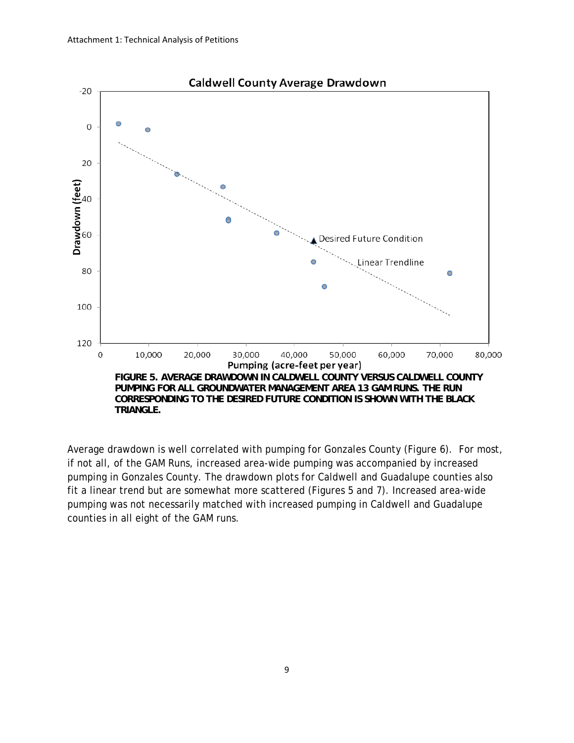FIGURE 5. AVERAGE DRAWDOWN IN CALDWELL COUNTY VERSUS CALDWELL COUNTY PUMPING FOR ALL GROUNDWATER MANAGEMENT AREA 13 GAM RUNS. THE RUN CORRESPONDING TO THE DESIRED FUTURE CONDITION IS SHOWN WITH THE BLACK TRIANGLE.

Average drawdown is well correlated with pumping for Gonzales County (Figure 6). For most, if not all, of the GAM Runs, increased area-wide pumping was accompanied by increased pumping in Gonzales County. The drawdown plots for Caldwell and Guadalupe counties also fit a linear trend but are somewhat more scattered (Figures 5 and 7). Increased area-wide pumping was not necessarily matched with increased pumping in Caldwell and Guadalupe counties in all eight of the GAM runs.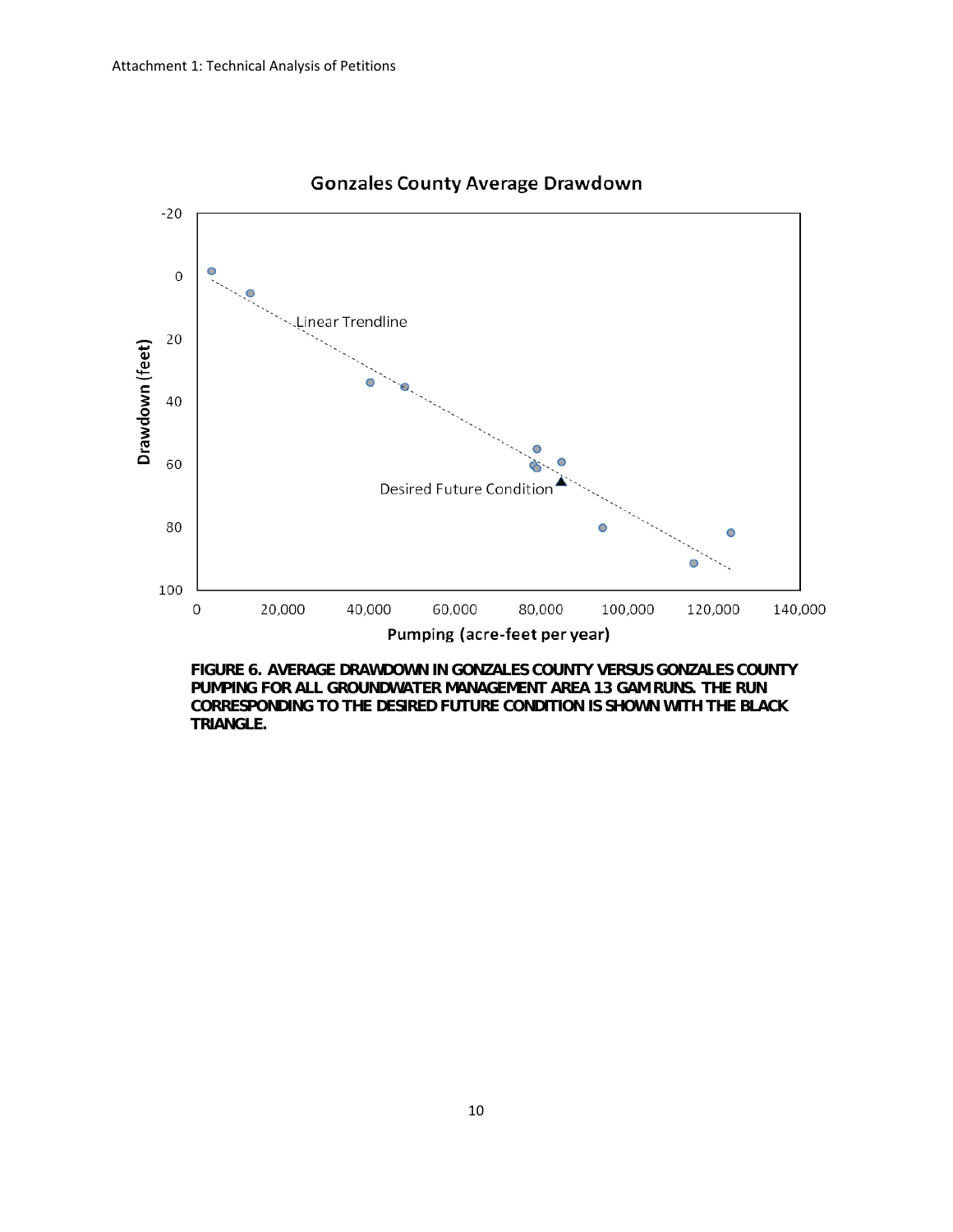**FIGURE 6. AVERAGE DRAWDOWN IN GONZALES COUNTY VERSUS GONZALES COUNTY PUMPING FOR ALL GROUNDWATER MANAGEMENT AREA 13 GAM RUNS. THE RUN CORRESPONDING TO THE DESIRED FUTURE CONDITION IS SHOWN WITH THE BLACK TRIANGLE.**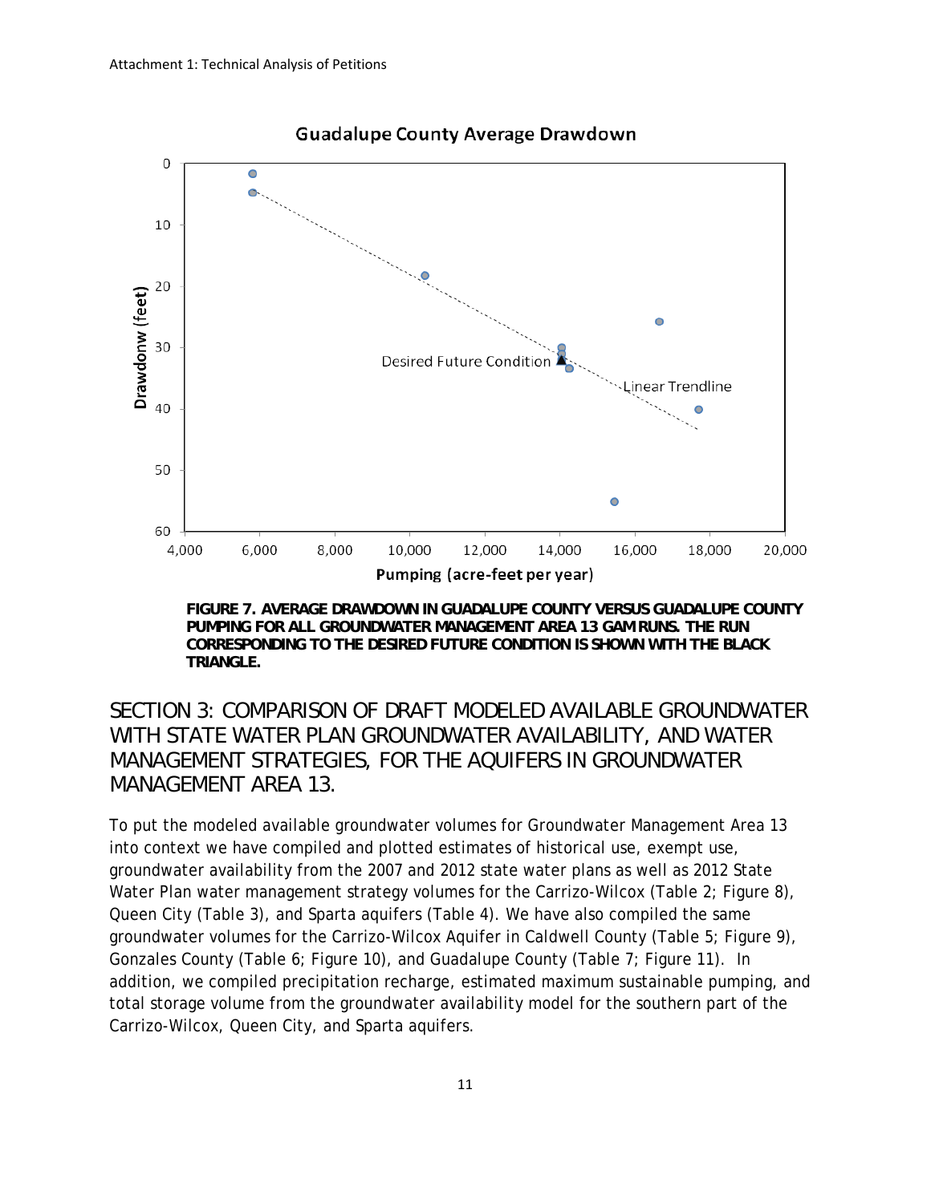FIGURE 7. AVERAGE DRAWDOWN IN GUADALUPE COUNTY VERSUS GUADALUPE COUNTY PUMPING FOR ALL GROUNDWATER MANAGEMENT AREA 13 GAM RUNS. THE RUN CORRESPONDING TO THE DESIRED FUTURE CONDITION IS SHOWN WITH THE BLACK TRIANGLE.

## SECTION 3: COMPARISON OF DRAFT MODELED AVAILABLE GROUNDWATER WITH STATE WATER PLAN GROUNDWATER AVAILABILITY, AND WATER MANAGEMENT STRATEGIES, FOR THE AQUIFERS IN GROUNDWATER MANAGEMENT AREA 13.

To put the modeled available groundwater volumes for Groundwater Management Area 13 into context we have compiled and plotted estimates of historical use, exempt use, groundwater availability from the 2007 and 2012 state water plans as well as 2012 State Water Plan water management strategy volumes for the Carrizo-Wilcox (Table 2; Figure 8), Queen City (Table 3), and Sparta aquifers (Table 4). We have also compiled the same groundwater volumes for the Carrizo-Wilcox Aquifer in Caldwell County (Table 5; Figure 9), Gonzales County (Table 6; Figure 10), and Guadalupe County (Table 7; Figure 11). In addition, we compiled precipitation recharge, estimated maximum sustainable pumping, and total storage volume from the groundwater availability model for the southern part of the Carrizo-Wilcox, Queen City, and Sparta aquifers.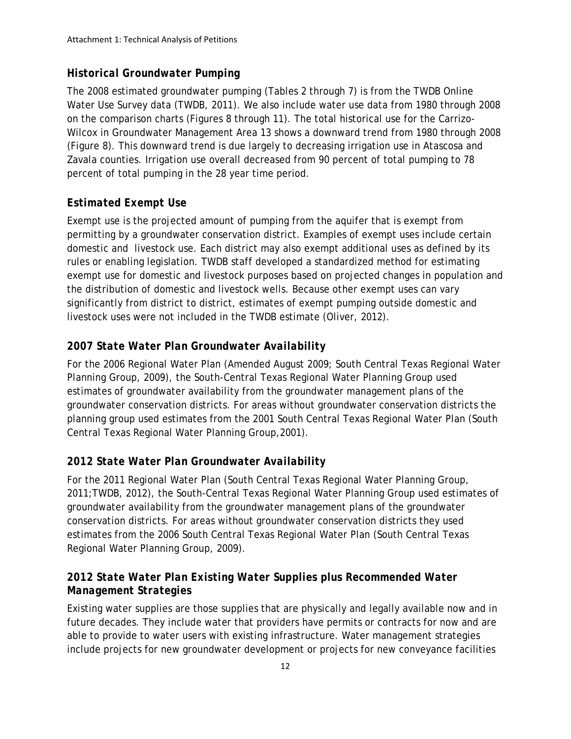## Historical Groundwater Pumping

The 2008 estimated groundwater pumping (Tables 2 through 7) is from the TWDB Online Water Use Survey data (TWDB, 2011). We also include water use data from 1980 through 2008 on the comparison charts (Figures 8 through 11). The total historical use for the Carrizo-Wilcox in Groundwater Management Area 13 shows a downward trend from 1980 through 2008 (Figure 8). This downward trend is due largely to decreasing irrigation use in Atascosa and Zavala counties. Irrigation use overall decreased from 90 percent of total pumping to 78 percent of total pumping in the 28 year time period.

## Estimated Exempt Use

Exempt use is the projected amount of pumping from the aquifer that is exempt from permitting by a groundwater conservation district. Examples of exempt uses include certain domestic and livestock use. Each district may also exempt additional uses as defined by its rules or enabling legislation. TWDB staff developed a standardized method for estimating exempt use for domestic and livestock purposes based on projected changes in population and the distribution of domestic and livestock wells. Because other exempt uses can vary significantly from district to district, estimates of exempt pumping outside domestic and livestock uses were not included in the TWDB estimate (Oliver, 2012).

## 2007 State Water Plan Groundwater Availability

For the 2006 Regional Water Plan (Amended August 2009; South Central Texas Regional Water Planning Group, 2009), the South-Central Texas Regional Water Planning Group used estimates of groundwater availability from the groundwater management plans of the groundwater conservation districts. For areas without groundwater conservation districts the planning group used estimates from the 2001 South Central Texas Regional Water Plan (South Central Texas Regional Water Planning Group,2001).

## 2012 State Water Plan Groundwater Availability

For the 2011 Regional Water Plan (South Central Texas Regional Water Planning Group, 2011;TWDB, 2012), the South-Central Texas Regional Water Planning Group used estimates of groundwater availability from the groundwater management plans of the groundwater conservation districts. For areas without groundwater conservation districts they used estimates from the 2006 South Central Texas Regional Water Plan (South Central Texas Regional Water Planning Group, 2009).

## 2012 State Water Plan Existing Water Supplies plus Recommended Water Management Strategies

Existing water supplies are those supplies that are physically and legally available now and in future decades. They include water that providers have permits or contracts for now and are able to provide to water users with existing infrastructure. Water management strategies include projects for new groundwater development or projects for new conveyance facilities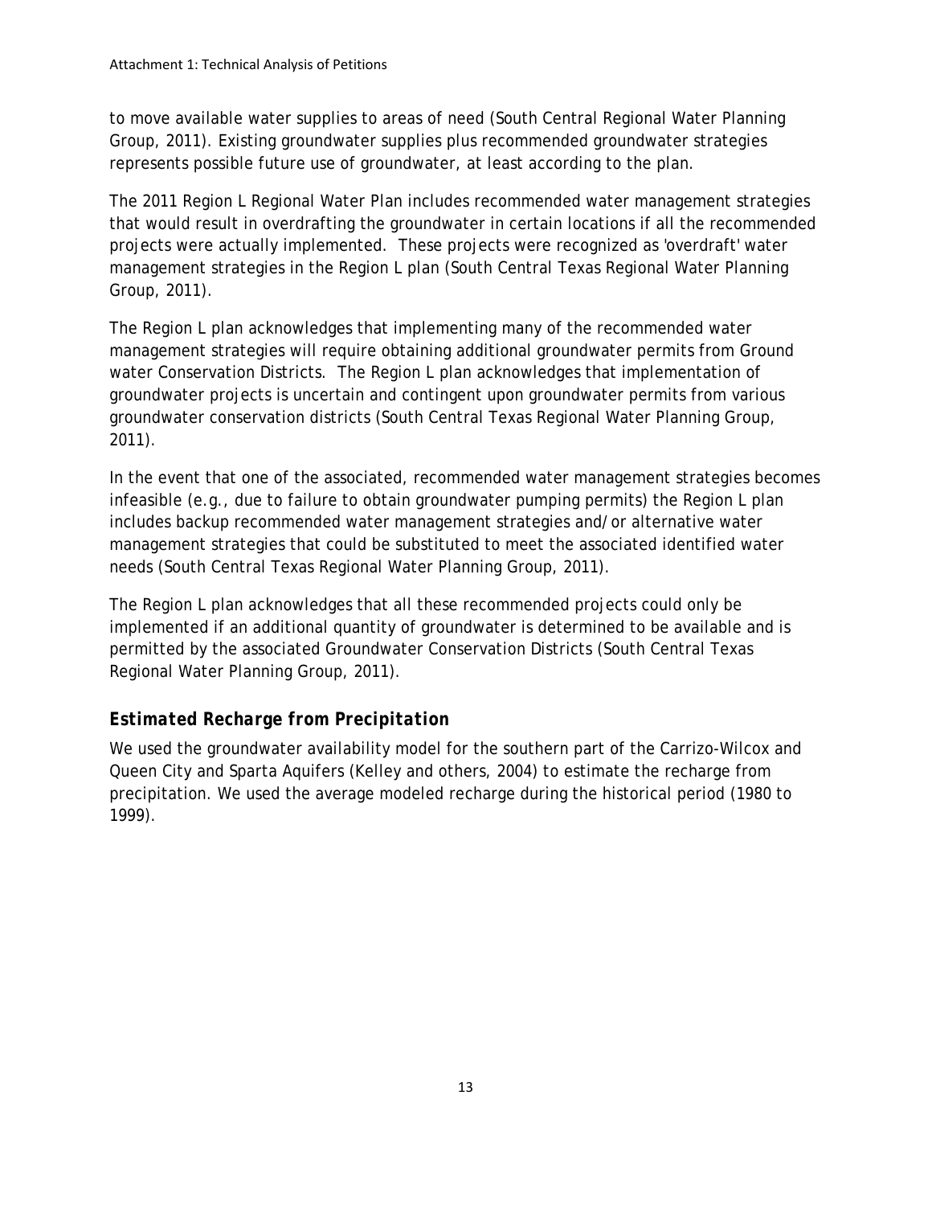to move available water supplies to areas of need (South Central Regional Water Planning Group, 2011). Existing groundwater supplies plus recommended groundwater strategies represents possible future use of groundwater, at least according to the plan.

The 2011 Region L Regional Water Plan includes recommended water management strategies that would result in overdrafting the groundwater in certain locations if all the recommended projects were actually implemented. These projects were recognized as 'overdraft' water management strategies in the Region L plan (South Central Texas Regional Water Planning Group, 2011).

The Region L plan acknowledges that implementing many of the recommended water management strategies will require obtaining additional groundwater permits from Ground water Conservation Districts. The Region L plan acknowledges that implementation of groundwater projects is uncertain and contingent upon groundwater permits from various groundwater conservation districts (South Central Texas Regional Water Planning Group, 2011).

In the event that one of the associated, recommended water management strategies becomes infeasible (e.g., due to failure to obtain groundwater pumping permits) the Region L plan includes backup recommended water management strategies and/or alternative water management strategies that could be substituted to meet the associated identified water needs (South Central Texas Regional Water Planning Group, 2011).

The Region L plan acknowledges that all these recommended projects could only be implemented if an additional quantity of groundwater is determined to be available and is permitted by the associated Groundwater Conservation Districts (South Central Texas Regional Water Planning Group, 2011).

## *Estimated Recharge from Precipitation*

We used the groundwater availability model for the southern part of the Carrizo-Wilcox and Queen City and Sparta Aquifers (Kelley and others, 2004) to estimate the recharge from precipitation. We used the average modeled recharge during the historical period (1980 to 1999).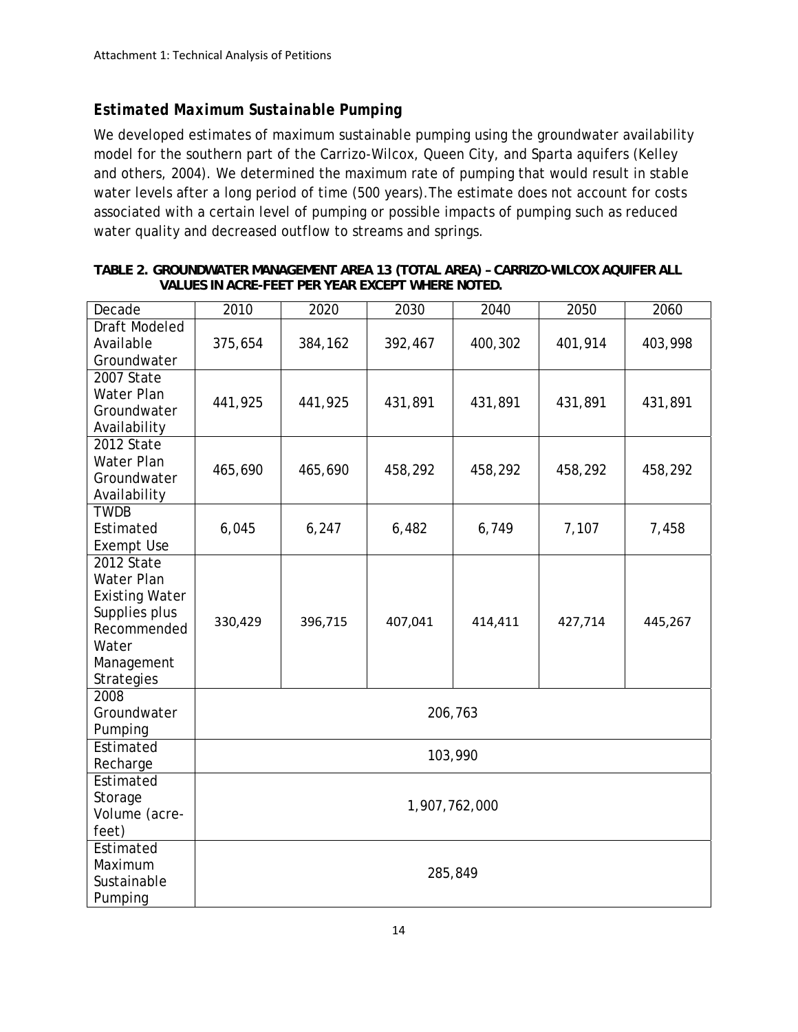Attachment 1: Technical Analysis of Petitions

## Estimated Maximum Sustainable Pumping

We developed estimates of maximum sustainable pumping using the groundwater availability model for the southern part of the Carrizo-Wilcox, Queen City, and Sparta aquifers (Kelley and others, 2004). We determined the maximum rate of pumping that would result in stable water levels after a long period of time (500 years).The estimate does not account for costs associated with a certain level of pumping or possible impacts of pumping such as reduced water quality and decreased outflow to streams and springs.

**TABLE 2. GROUNDWATER MANAGEMENT AREA 13 (TOTAL AREA) – CARRIZO-WILCOX AQUIFER ALL VALUES IN ACRE-FEET PER YEAR EXCEPT WHERE NOTED.**

| Decade | 2010 | 2020 | 2030 | 2040 | 2050 | 2060 |
|---|---|---|---|---|---|---|
| Draft Modeled Available Groundwater | 375,654 | 384,162 | 392,467 | 400,302 | 401,914 | 403,998 |
| 2007 State Water Plan Groundwater Availability | 441,925 | 441,925 | 431,891 | 431,891 | 431,891 | 431,891 |
| 2012 State Water Plan Groundwater Availability | 465,690 | 465,690 | 458,292 | 458,292 | 458,292 | 458,292 |
| TWDB Estimated Exempt Use | 6,045 | 6,247 | 6,482 | 6,749 | 7,107 | 7,458 |
| 2012 State Water Plan Existing Water Supplies plus Recommended Water Management Strategies | 330,429 | 396,715 | 407,041 | 414,411 | 427,714 | 445,267 |
| 2008 Groundwater Pumping | 206,763 | | | | | |
| Estimated Recharge | 103,990 | | | | | |
| Estimated Storage Volume (acre-feet) | 1,907,762,000 | | | | | |
| Estimated Maximum Sustainable Pumping | 285,849 | | | | | |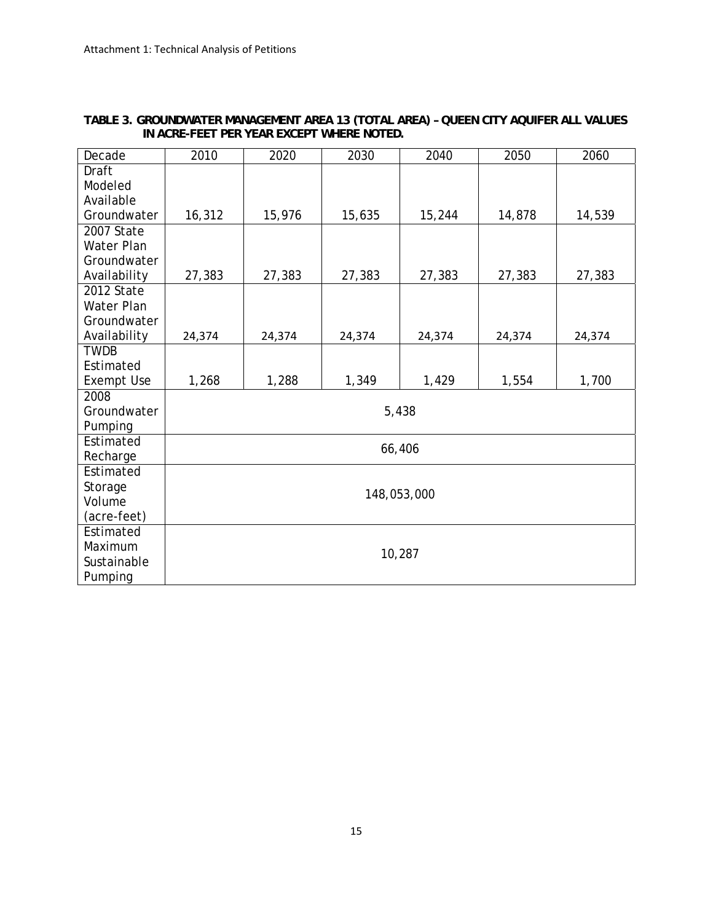**TABLE 3. GROUNDWATER MANAGEMENT AREA 13 (TOTAL AREA) – QUEEN CITY AQUIFER ALL VALUES IN ACRE-FEET PER YEAR EXCEPT WHERE NOTED.**

| Decade | 2010 | 2020 | 2030 | 2040 | 2050 | 2060 |
|---|---|---|---|---|---|---|
| Draft Modeled Available Groundwater | 16,312 | 15,976 | 15,635 | 15,244 | 14,878 | 14,539 |
| 2007 State Water Plan Groundwater Availability | 27,383 | 27,383 | 27,383 | 27,383 | 27,383 | 27,383 |
| 2012 State Water Plan Groundwater Availability | 24,374 | 24,374 | 24,374 | 24,374 | 24,374 | 24,374 |
| TWDB Estimated Exempt Use | 1,268 | 1,288 | 1,349 | 1,429 | 1,554 | 1,700 |
| 2008 Groundwater Pumping | 5,438 | | | | | |
| Estimated Recharge | 66,406 | | | | | |
| Estimated Storage Volume (acre-feet) | 148,053,000 | | | | | |
| Estimated Maximum Sustainable Pumping | 10,287 | | | | | |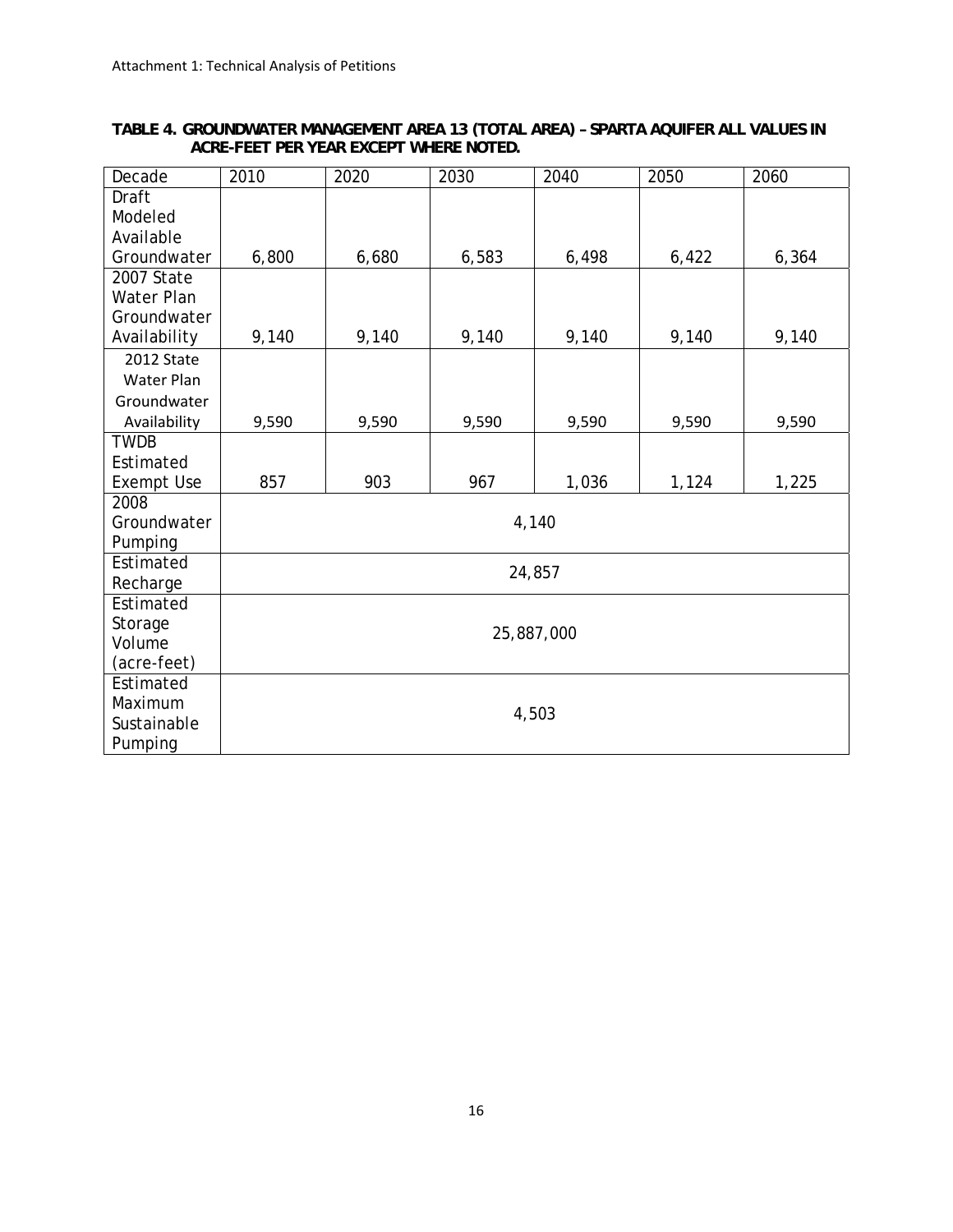**TABLE 4. GROUNDWATER MANAGEMENT AREA 13 (TOTAL AREA) – SPARTA AQUIFER ALL VALUES IN ACRE-FEET PER YEAR EXCEPT WHERE NOTED.**

| Decade | 2010 | 2020 | 2030 | 2040 | 2050 | 2060 |
|---|---|---|---|---|---|---|
| Draft Modeled Available Groundwater | 6,800 | 6,680 | 6,583 | 6,498 | 6,422 | 6,364 |
| 2007 State Water Plan Groundwater Availability | 9,140 | 9,140 | 9,140 | 9,140 | 9,140 | 9,140 |
| 2012 State Water Plan Groundwater Availability | 9,590 | 9,590 | 9,590 | 9,590 | 9,590 | 9,590 |
| TWDB Estimated Exempt Use | 857 | 903 | 967 | 1,036 | 1,124 | 1,225 |
| 2008 Groundwater Pumping | 4,140 | | | | | |
| Estimated Recharge | 24,857 | | | | | |
| Estimated Storage Volume (acre-feet) | 25,887,000 | | | | | |
| Estimated Maximum Sustainable Pumping | 4,503 | | | | | |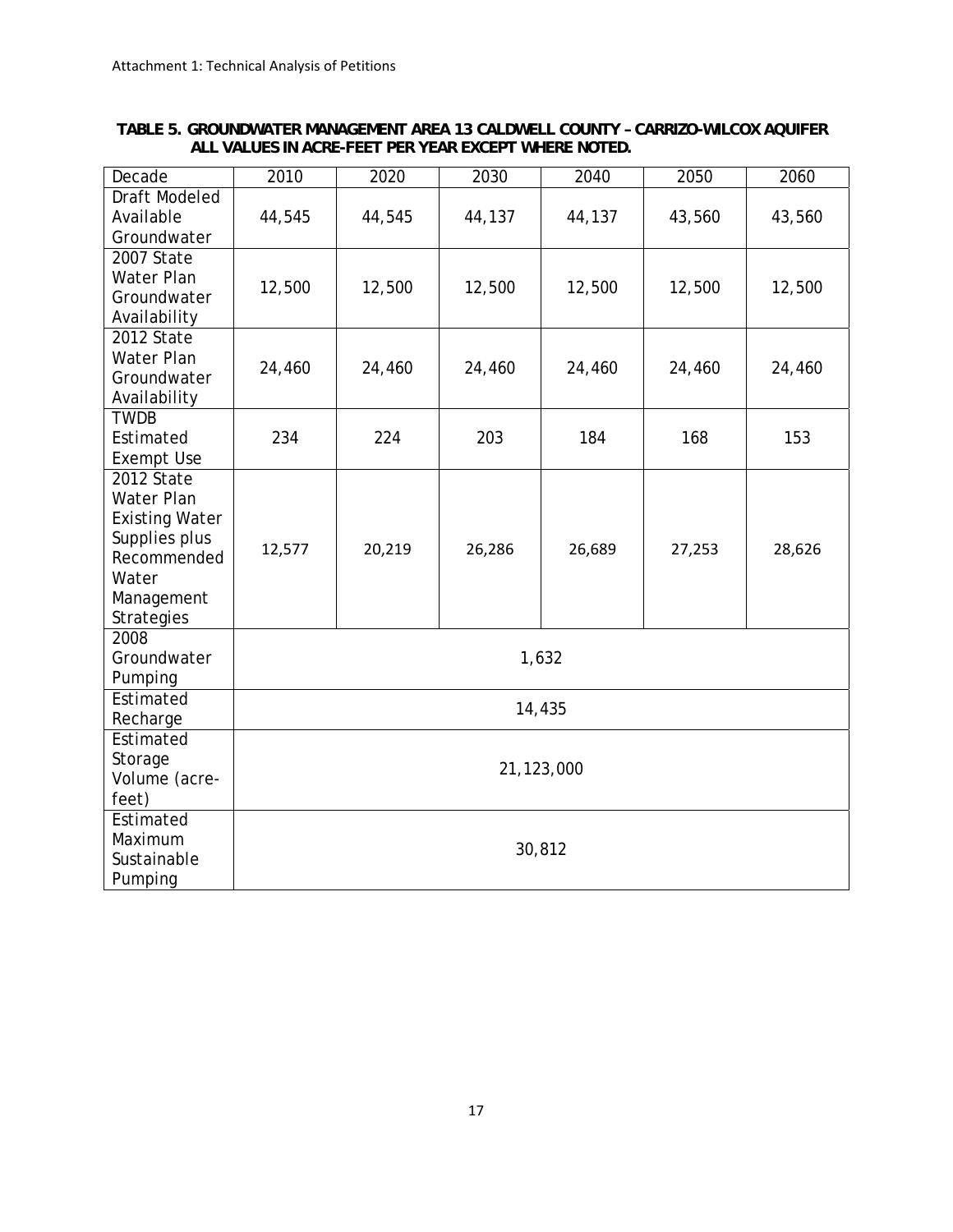**TABLE 5. GROUNDWATER MANAGEMENT AREA 13 CALDWELL COUNTY – CARRIZO-WILCOX AQUIFER ALL VALUES IN ACRE-FEET PER YEAR EXCEPT WHERE NOTED.**

| Decade | 2010 | 2020 | 2030 | 2040 | 2050 | 2060 |
|---|---|---|---|---|---|---|
| Draft Modeled Available Groundwater | 44,545 | 44,545 | 44,137 | 44,137 | 43,560 | 43,560 |
| 2007 State Water Plan Groundwater Availability | 12,500 | 12,500 | 12,500 | 12,500 | 12,500 | 12,500 |
| 2012 State Water Plan Groundwater Availability | 24,460 | 24,460 | 24,460 | 24,460 | 24,460 | 24,460 |
| TWDB Estimated Exempt Use | 234 | 224 | 203 | 184 | 168 | 153 |
| 2012 State Water Plan Existing Water Supplies plus Recommended Water Management Strategies | 12,577 | 20,219 | 26,286 | 26,689 | 27,253 | 28,626 |
| 2008 Groundwater Pumping | 1,632 | | | | | |
| Estimated Recharge | 14,435 | | | | | |
| Estimated Storage Volume (acre-feet) | 21,123,000 | | | | | |
| Estimated Maximum Sustainable Pumping | 30,812 | | | | | |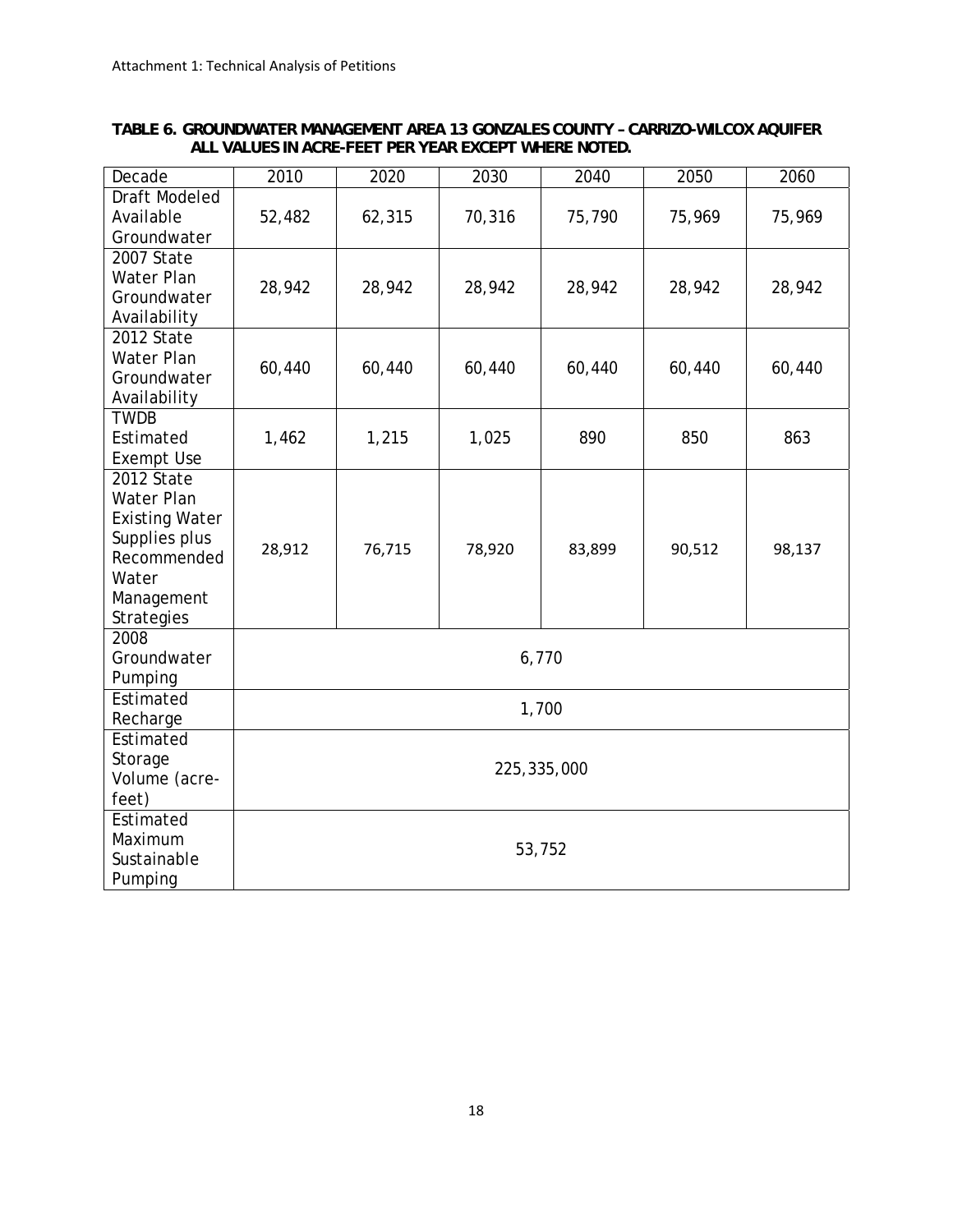**TABLE 6. GROUNDWATER MANAGEMENT AREA 13 GONZALES COUNTY – CARRIZO-WILCOX AQUIFER ALL VALUES IN ACRE-FEET PER YEAR EXCEPT WHERE NOTED.**

| Decade | 2010 | 2020 | 2030 | 2040 | 2050 | 2060 |
|---|---|---|---|---|---|---|
| Draft Modeled Available Groundwater | 52,482 | 62,315 | 70,316 | 75,790 | 75,969 | 75,969 |
| 2007 State Water Plan Groundwater Availability | 28,942 | 28,942 | 28,942 | 28,942 | 28,942 | 28,942 |
| 2012 State Water Plan Groundwater Availability | 60,440 | 60,440 | 60,440 | 60,440 | 60,440 | 60,440 |
| TWDB Estimated Exempt Use | 1,462 | 1,215 | 1,025 | 890 | 850 | 863 |
| 2012 State Water Plan Existing Water Supplies plus Recommended Water Management Strategies | 28,912 | 76,715 | 78,920 | 83,899 | 90,512 | 98,137 |
| 2008 Groundwater Pumping | 6,770 | | | | | |
| Estimated Recharge | 1,700 | | | | | |
| Estimated Storage Volume (acre-feet) | 225,335,000 | | | | | |
| Estimated Maximum Sustainable Pumping | 53,752 | | | | | |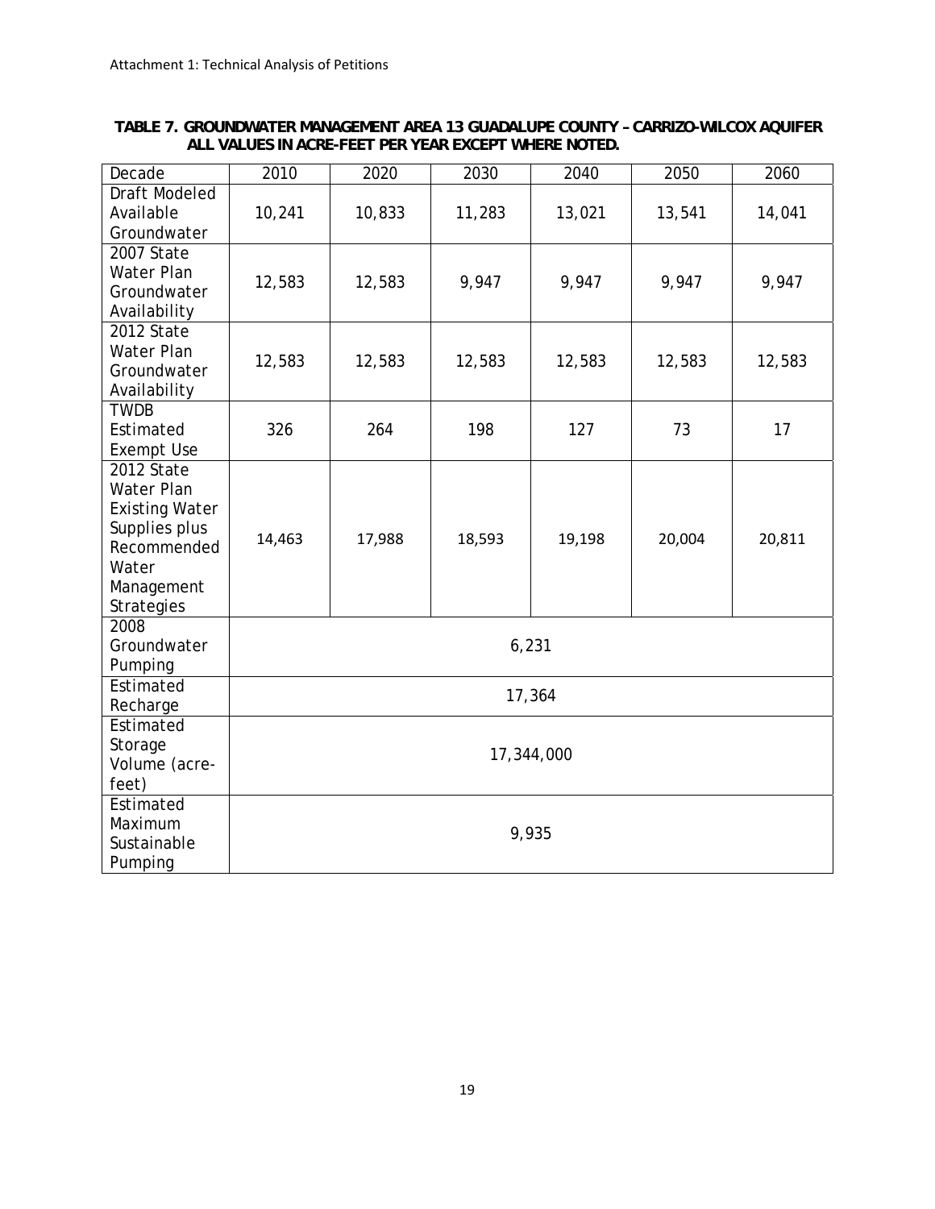Attachment 1: Technical Analysis of Petitions

**TABLE 7. GROUNDWATER MANAGEMENT AREA 13 GUADALUPE COUNTY – CARRIZO-WILCOX AQUIFER ALL VALUES IN ACRE-FEET PER YEAR EXCEPT WHERE NOTED.**

| Decade | 2010 | 2020 | 2030 | 2040 | 2050 | 2060 |
|---|---|---|---|---|---|---|
| Draft Modeled Available Groundwater | 10,241 | 10,833 | 11,283 | 13,021 | 13,541 | 14,041 |
| 2007 State Water Plan Groundwater Availability | 12,583 | 12,583 | 9,947 | 9,947 | 9,947 | 9,947 |
| 2012 State Water Plan Groundwater Availability | 12,583 | 12,583 | 12,583 | 12,583 | 12,583 | 12,583 |
| TWDB Estimated Exempt Use | 326 | 264 | 198 | 127 | 73 | 17 |
| 2012 State Water Plan Existing Water Supplies plus Recommended Water Management Strategies | 14,463 | 17,988 | 18,593 | 19,198 | 20,004 | 20,811 |
| 2008 Groundwater Pumping | 6,231 | | | | | |
| Estimated Recharge | 17,364 | | | | | |
| Estimated Storage Volume (acre-feet) | 17,344,000 | | | | | |
| Estimated Maximum Sustainable Pumping | 9,935 | | | | | |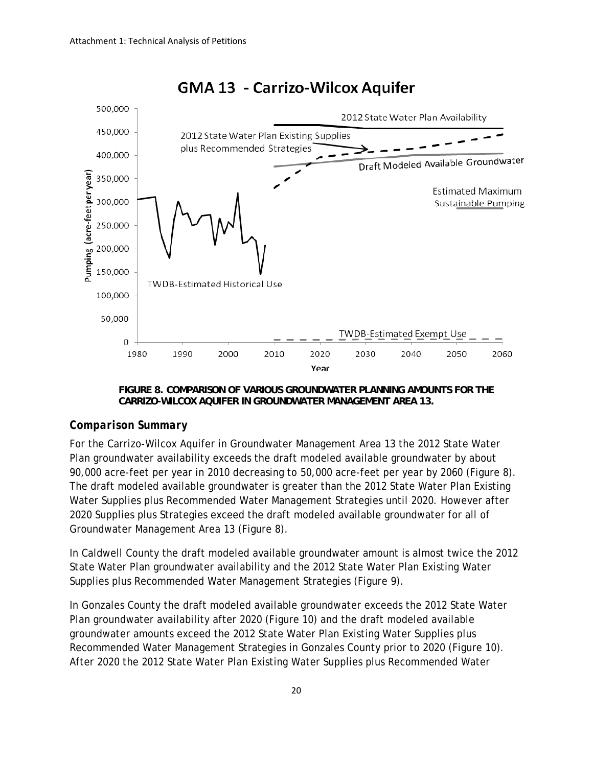**FIGURE 8. COMPARISON OF VARIOUS GROUNDWATER PLANNING AMOUNTS FOR THE CARRIZO-WILCOX AQUIFER IN GROUNDWATER MANAGEMENT AREA 13.**

### *Comparison Summary*

For the Carrizo-Wilcox Aquifer in Groundwater Management Area 13 the 2012 State Water Plan groundwater availability exceeds the draft modeled available groundwater by about 90,000 acre-feet per year in 2010 decreasing to 50,000 acre-feet per year by 2060 (Figure 8). The draft modeled available groundwater is greater than the 2012 State Water Plan Existing Water Supplies plus Recommended Water Management Strategies until 2020. However after 2020 Supplies plus Strategies exceed the draft modeled available groundwater for all of Groundwater Management Area 13 (Figure 8).

In Caldwell County the draft modeled available groundwater amount is almost twice the 2012 State Water Plan groundwater availability and the 2012 State Water Plan Existing Water Supplies plus Recommended Water Management Strategies (Figure 9).

In Gonzales County the draft modeled available groundwater exceeds the 2012 State Water Plan groundwater availability after 2020 (Figure 10) and the draft modeled available groundwater amounts exceed the 2012 State Water Plan Existing Water Supplies plus Recommended Water Management Strategies in Gonzales County prior to 2020 (Figure 10). After 2020 the 2012 State Water Plan Existing Water Supplies plus Recommended Water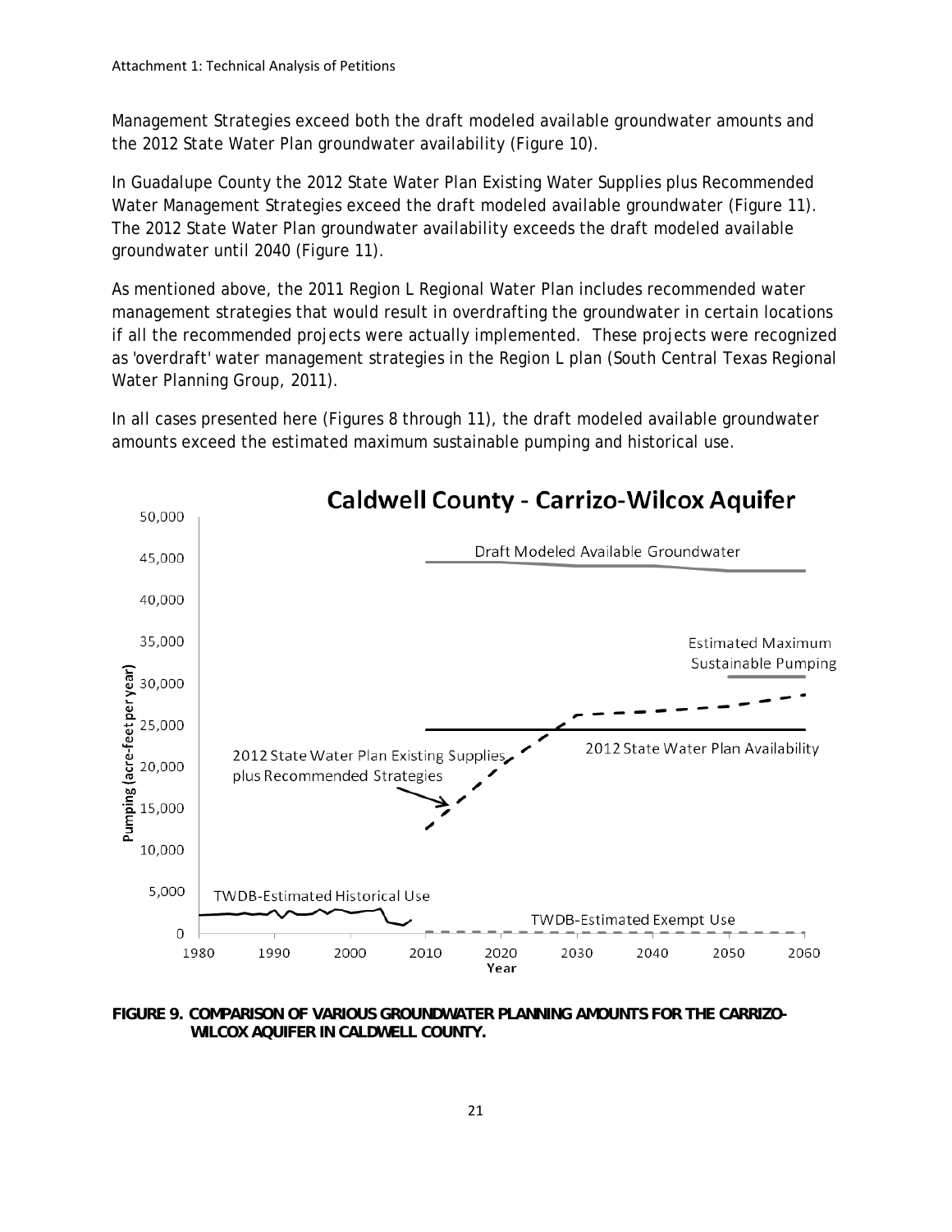Management Strategies exceed both the draft modeled available groundwater amounts and the 2012 State Water Plan groundwater availability (Figure 10).

In Guadalupe County the 2012 State Water Plan Existing Water Supplies plus Recommended Water Management Strategies exceed the draft modeled available groundwater (Figure 11). The 2012 State Water Plan groundwater availability exceeds the draft modeled available groundwater until 2040 (Figure 11).

As mentioned above, the 2011 Region L Regional Water Plan includes recommended water management strategies that would result in overdrafting the groundwater in certain locations if all the recommended projects were actually implemented. These projects were recognized as 'overdraft' water management strategies in the Region L plan (South Central Texas Regional Water Planning Group, 2011).

In all cases presented here (Figures 8 through 11), the draft modeled available groundwater amounts exceed the estimated maximum sustainable pumping and historical use.

**FIGURE 9. COMPARISON OF VARIOUS GROUNDWATER PLANNING AMOUNTS FOR THE CARRIZO-WILCOX AQUIFER IN CALDWELL COUNTY.**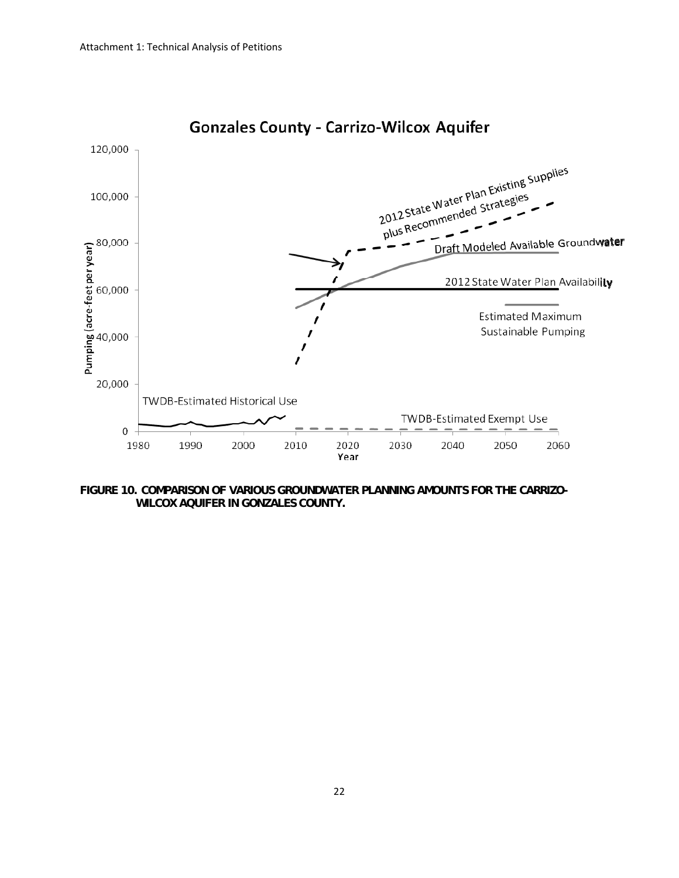Gonzales County - Carrizo-Wilcox Aquifer

Pumping (acre-feet per year)

120,000
100,000
80,000
60,000
40,000
20,000
0

1980 1990 2000 2010 2020 2030 2040 2050 2060

Year

2012 State Water Plan Existing Supplies plus Recommended Strategies

Draft Modeled Available Groundwater

2012 State Water Plan Availability

Estimated Maximum Sustainable Pumping

TWDB-Estimated Historical Use

TWDB-Estimated Exempt Use

**FIGURE 10. COMPARISON OF VARIOUS GROUNDWATER PLANNING AMOUNTS FOR THE CARRIZO-WILCOX AQUIFER IN GONZALES COUNTY.**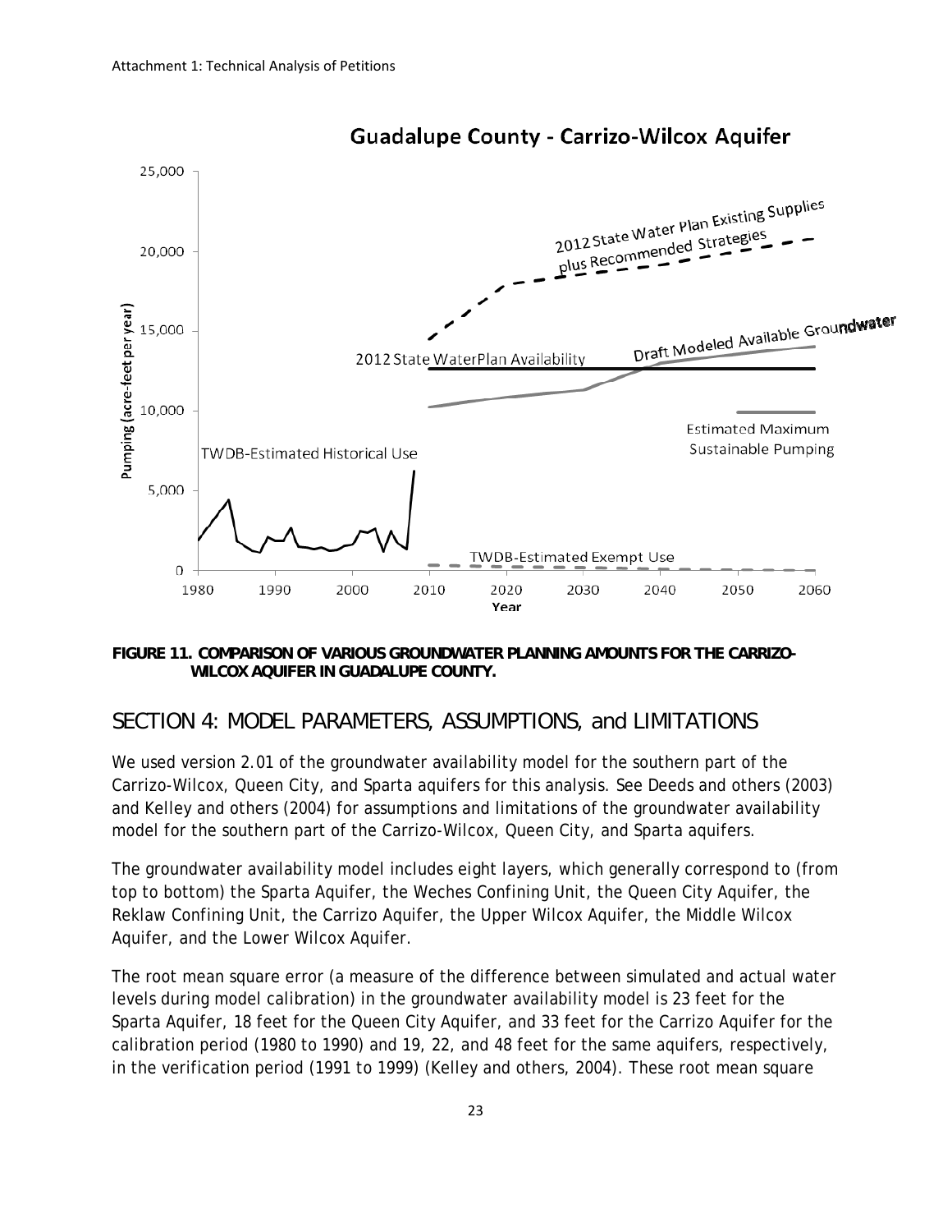FIGURE 11. COMPARISON OF VARIOUS GROUNDWATER PLANNING AMOUNTS FOR THE CARRIZO-WILCOX AQUIFER IN GUADALUPE COUNTY.

## SECTION 4: MODEL PARAMETERS, ASSUMPTIONS, and LIMITATIONS

We used version 2.01 of the groundwater availability model for the southern part of the Carrizo-Wilcox, Queen City, and Sparta aquifers for this analysis. See Deeds and others (2003) and Kelley and others (2004) for assumptions and limitations of the groundwater availability model for the southern part of the Carrizo-Wilcox, Queen City, and Sparta aquifers.

The groundwater availability model includes eight layers, which generally correspond to (from top to bottom) the Sparta Aquifer, the Weches Confining Unit, the Queen City Aquifer, the Reklaw Confining Unit, the Carrizo Aquifer, the Upper Wilcox Aquifer, the Middle Wilcox Aquifer, and the Lower Wilcox Aquifer.

The root mean square error (a measure of the difference between simulated and actual water levels during model calibration) in the groundwater availability model is 23 feet for the Sparta Aquifer, 18 feet for the Queen City Aquifer, and 33 feet for the Carrizo Aquifer for the calibration period (1980 to 1990) and 19, 22, and 48 feet for the same aquifers, respectively, in the verification period (1991 to 1999) (Kelley and others, 2004). These root mean square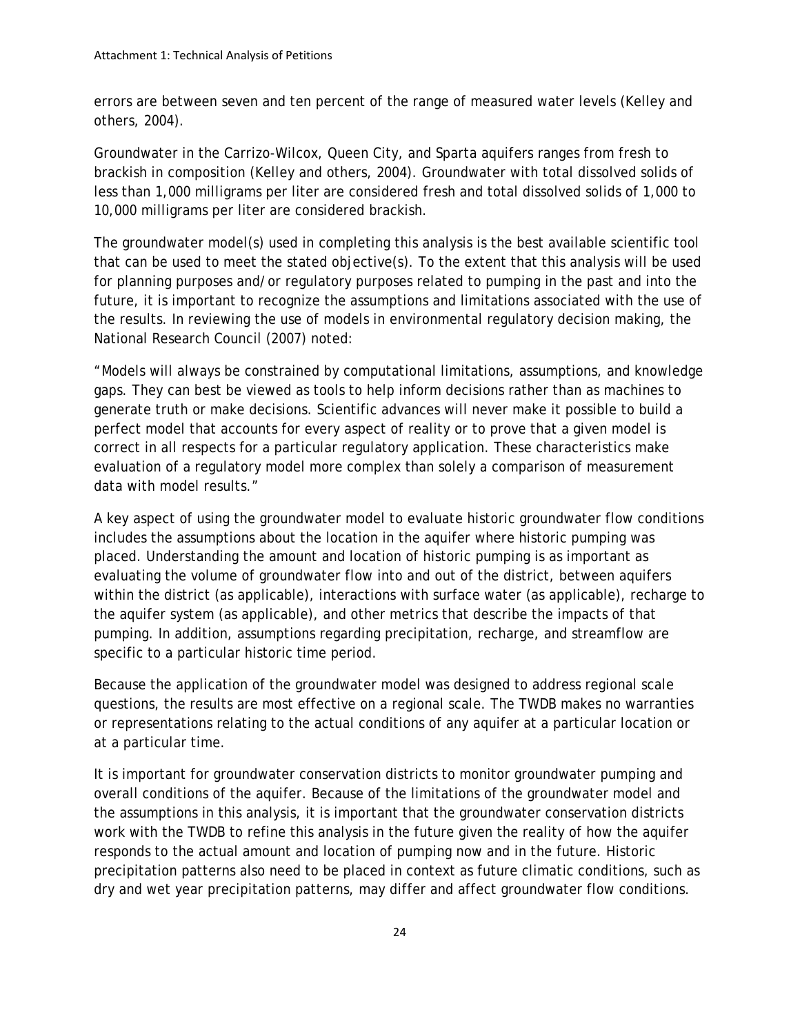errors are between seven and ten percent of the range of measured water levels (Kelley and others, 2004).

Groundwater in the Carrizo-Wilcox, Queen City, and Sparta aquifers ranges from fresh to brackish in composition (Kelley and others, 2004). Groundwater with total dissolved solids of less than 1,000 milligrams per liter are considered fresh and total dissolved solids of 1,000 to 10,000 milligrams per liter are considered brackish.

The groundwater model(s) used in completing this analysis is the best available scientific tool that can be used to meet the stated objective(s). To the extent that this analysis will be used for planning purposes and/or regulatory purposes related to pumping in the past and into the future, it is important to recognize the assumptions and limitations associated with the use of the results. In reviewing the use of models in environmental regulatory decision making, the National Research Council (2007) noted:

"Models will always be constrained by computational limitations, assumptions, and knowledge gaps. They can best be viewed as tools to help inform decisions rather than as machines to generate truth or make decisions. Scientific advances will never make it possible to build a perfect model that accounts for every aspect of reality or to prove that a given model is correct in all respects for a particular regulatory application. These characteristics make evaluation of a regulatory model more complex than solely a comparison of measurement data with model results."

A key aspect of using the groundwater model to evaluate historic groundwater flow conditions includes the assumptions about the location in the aquifer where historic pumping was placed. Understanding the amount and location of historic pumping is as important as evaluating the volume of groundwater flow into and out of the district, between aquifers within the district (as applicable), interactions with surface water (as applicable), recharge to the aquifer system (as applicable), and other metrics that describe the impacts of that pumping. In addition, assumptions regarding precipitation, recharge, and streamflow are specific to a particular historic time period.

Because the application of the groundwater model was designed to address regional scale questions, the results are most effective on a regional scale. The TWDB makes no warranties or representations relating to the actual conditions of any aquifer at a particular location or at a particular time.

It is important for groundwater conservation districts to monitor groundwater pumping and overall conditions of the aquifer. Because of the limitations of the groundwater model and the assumptions in this analysis, it is important that the groundwater conservation districts work with the TWDB to refine this analysis in the future given the reality of how the aquifer responds to the actual amount and location of pumping now and in the future. Historic precipitation patterns also need to be placed in context as future climatic conditions, such as dry and wet year precipitation patterns, may differ and affect groundwater flow conditions.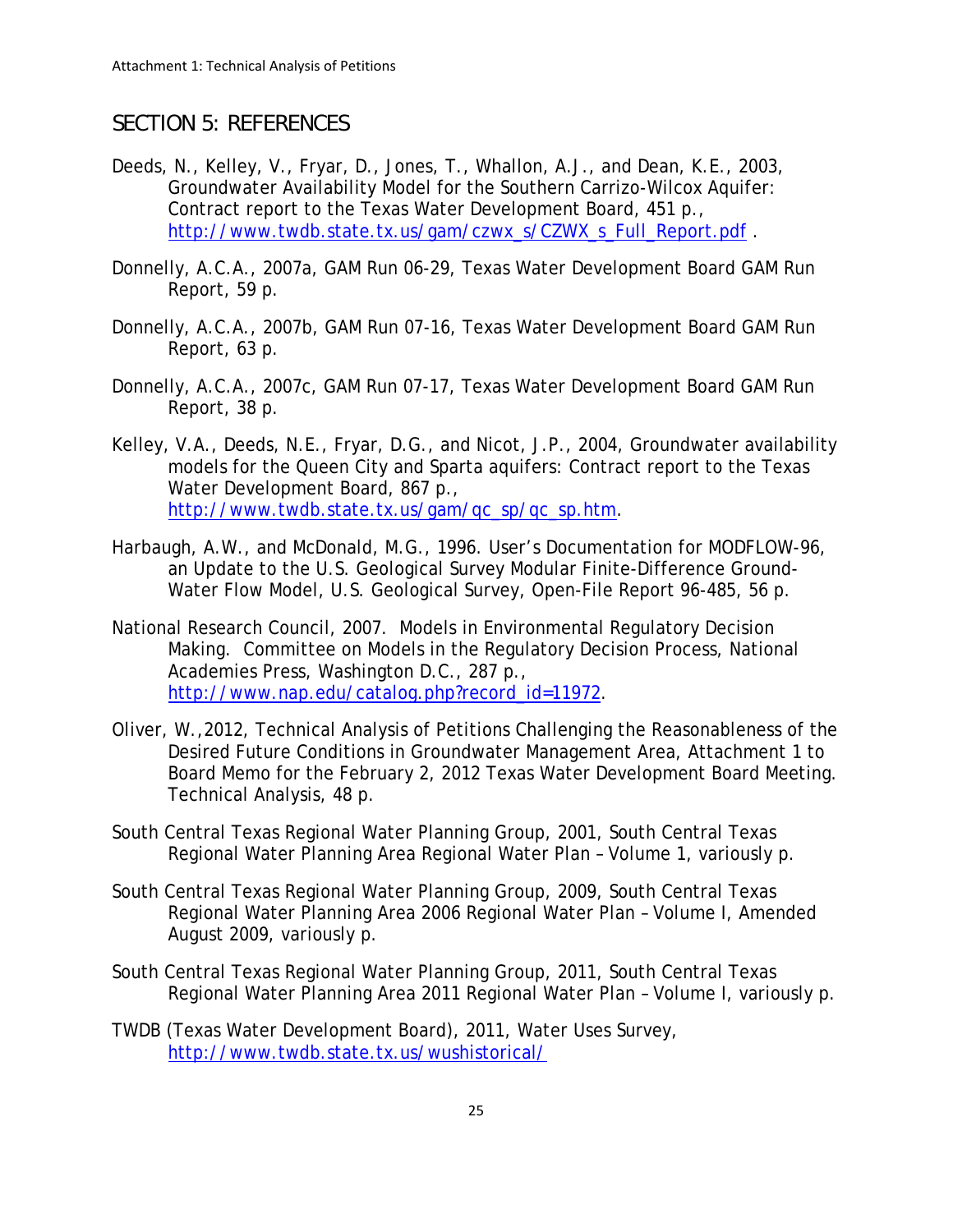## SECTION 5: REFERENCES

Deeds, N., Kelley, V., Fryar, D., Jones, T., Whallon, A.J., and Dean, K.E., 2003, Groundwater Availability Model for the Southern Carrizo-Wilcox Aquifer: Contract report to the Texas Water Development Board, 451 p., http://www.twdb.state.tx.us/gam/czwx_s/CZWX_s_Full_Report.pdf .

Donnelly, A.C.A., 2007a, GAM Run 06-29, Texas Water Development Board GAM Run Report, 59 p.

Donnelly, A.C.A., 2007b, GAM Run 07-16, Texas Water Development Board GAM Run Report, 63 p.

Donnelly, A.C.A., 2007c, GAM Run 07-17, Texas Water Development Board GAM Run Report, 38 p.

Kelley, V.A., Deeds, N.E., Fryar, D.G., and Nicot, J.P., 2004, Groundwater availability models for the Queen City and Sparta aquifers: Contract report to the Texas Water Development Board, 867 p., http://www.twdb.state.tx.us/gam/qc_sp/qc_sp.htm.

Harbaugh, A.W., and McDonald, M.G., 1996. User's Documentation for MODFLOW-96, an Update to the U.S. Geological Survey Modular Finite-Difference Ground-Water Flow Model, U.S. Geological Survey, Open-File Report 96-485, 56 p.

National Research Council, 2007. Models in Environmental Regulatory Decision Making. Committee on Models in the Regulatory Decision Process, National Academies Press, Washington D.C., 287 p., http://www.nap.edu/catalog.php?record_id=11972.

Oliver, W.,2012, Technical Analysis of Petitions Challenging the Reasonableness of the Desired Future Conditions in Groundwater Management Area, Attachment 1 to Board Memo for the February 2, 2012 Texas Water Development Board Meeting. Technical Analysis, 48 p.

South Central Texas Regional Water Planning Group, 2001, South Central Texas Regional Water Planning Area Regional Water Plan – Volume 1, variously p.

South Central Texas Regional Water Planning Group, 2009, South Central Texas Regional Water Planning Area 2006 Regional Water Plan – Volume I, Amended August 2009, variously p.

South Central Texas Regional Water Planning Group, 2011, South Central Texas Regional Water Planning Area 2011 Regional Water Plan – Volume I, variously p.

TWDB (Texas Water Development Board), 2011, Water Uses Survey, http://www.twdb.state.tx.us/wushistorical/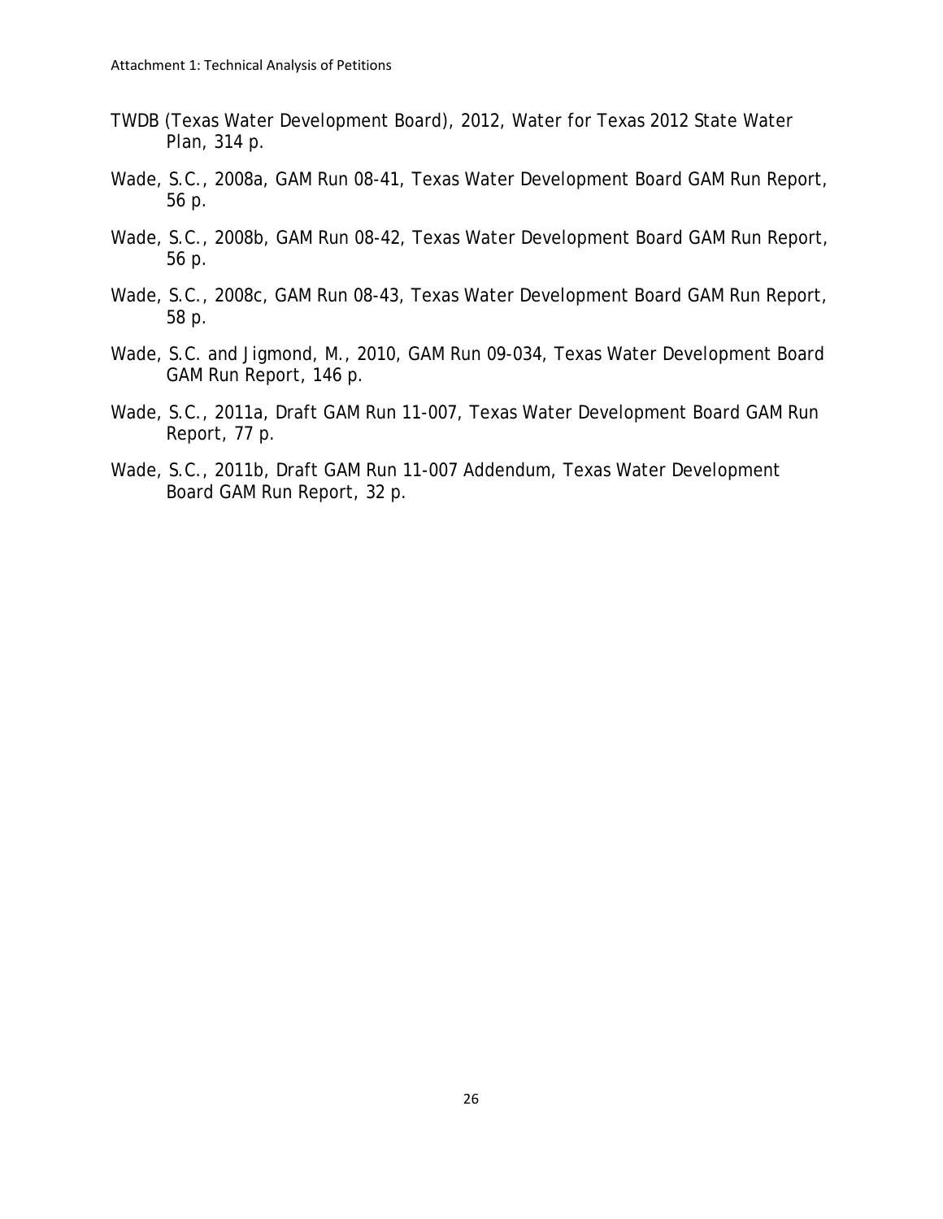TWDB (Texas Water Development Board), 2012, Water for Texas 2012 State Water Plan, 314 p.

Wade, S.C., 2008a, GAM Run 08-41, Texas Water Development Board GAM Run Report, 56 p.

Wade, S.C., 2008b, GAM Run 08-42, Texas Water Development Board GAM Run Report, 56 p.

Wade, S.C., 2008c, GAM Run 08-43, Texas Water Development Board GAM Run Report, 58 p.

Wade, S.C. and Jigmond, M., 2010, GAM Run 09-034, Texas Water Development Board GAM Run Report, 146 p.

Wade, S.C., 2011a, Draft GAM Run 11-007, Texas Water Development Board GAM Run Report, 77 p.

Wade, S.C., 2011b, Draft GAM Run 11-007 Addendum, Texas Water Development Board GAM Run Report, 32 p.